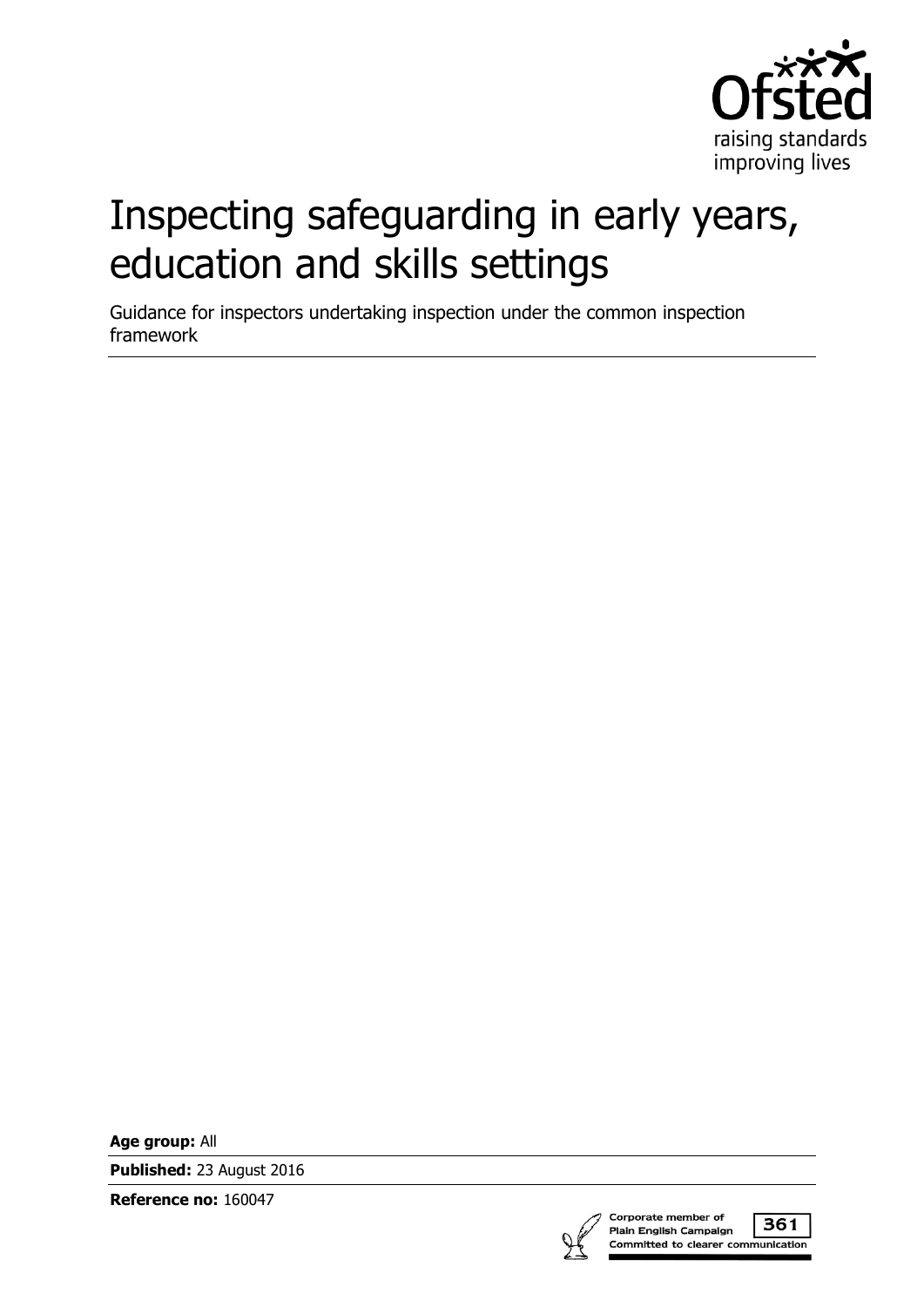Ofsted

raising standards
improving lives

# Inspecting safeguarding in early years, education and skills settings

Guidance for inspectors undertaking inspection under the common inspection framework

**Age group:** All

**Published:** 23 August 2016

**Reference no:** 160047

Corporate member of Plain English Campaign
361
Committed to clearer communication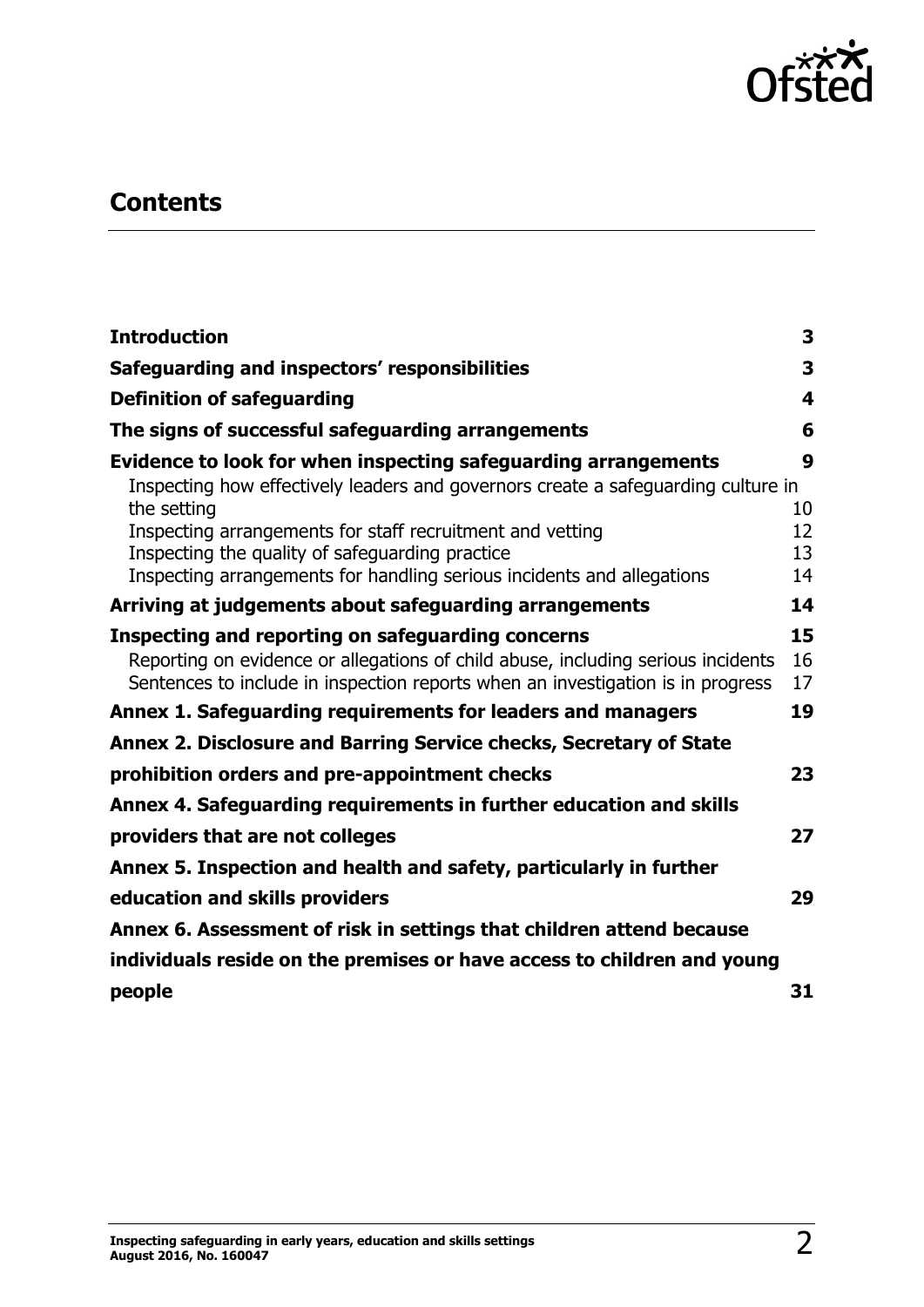## Contents

| | |
|---|---|
| **Introduction** | **3** |
| **Safeguarding and inspectors' responsibilities** | **3** |
| **Definition of safeguarding** | **4** |
| **The signs of successful safeguarding arrangements** | **6** |
| **Evidence to look for when inspecting safeguarding arrangements** | **9** |
| Inspecting how effectively leaders and governors create a safeguarding culture in the setting | 10 |
| Inspecting arrangements for staff recruitment and vetting | 12 |
| Inspecting the quality of safeguarding practice | 13 |
| Inspecting arrangements for handling serious incidents and allegations | 14 |
| **Arriving at judgements about safeguarding arrangements** | **14** |
| **Inspecting and reporting on safeguarding concerns** | **15** |
| Reporting on evidence or allegations of child abuse, including serious incidents | 16 |
| Sentences to include in inspection reports when an investigation is in progress | 17 |
| **Annex 1. Safeguarding requirements for leaders and managers** | **19** |
| **Annex 2. Disclosure and Barring Service checks, Secretary of State prohibition orders and pre-appointment checks** | **23** |
| **Annex 4. Safeguarding requirements in further education and skills providers that are not colleges** | **27** |
| **Annex 5. Inspection and health and safety, particularly in further education and skills providers** | **29** |
| **Annex 6. Assessment of risk in settings that children attend because individuals reside on the premises or have access to children and young people** | **31** |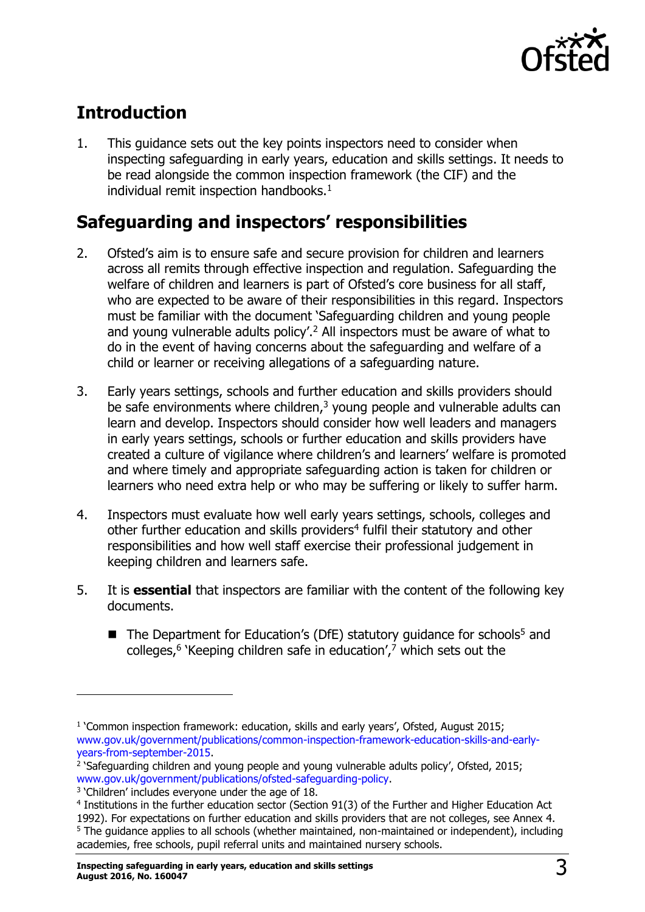## Introduction

1. This guidance sets out the key points inspectors need to consider when inspecting safeguarding in early years, education and skills settings. It needs to be read alongside the common inspection framework (the CIF) and the individual remit inspection handbooks.[1]

## Safeguarding and inspectors' responsibilities

2. Ofsted's aim is to ensure safe and secure provision for children and learners across all remits through effective inspection and regulation. Safeguarding the welfare of children and learners is part of Ofsted's core business for all staff, who are expected to be aware of their responsibilities in this regard. Inspectors must be familiar with the document 'Safeguarding children and young people and young vulnerable adults policy'.[2] All inspectors must be aware of what to do in the event of having concerns about the safeguarding and welfare of a child or learner or receiving allegations of a safeguarding nature.

3. Early years settings, schools and further education and skills providers should be safe environments where children,[3] young people and vulnerable adults can learn and develop. Inspectors should consider how well leaders and managers in early years settings, schools or further education and skills providers have created a culture of vigilance where children's and learners' welfare is promoted and where timely and appropriate safeguarding action is taken for children or learners who need extra help or who may be suffering or likely to suffer harm.

4. Inspectors must evaluate how well early years settings, schools, colleges and other further education and skills providers[4] fulfil their statutory and other responsibilities and how well staff exercise their professional judgement in keeping children and learners safe.

5. It is **essential** that inspectors are familiar with the content of the following key documents.

   - The Department for Education's (DfE) statutory guidance for schools[5] and colleges,[6] 'Keeping children safe in education',[7] which sets out the

---

[1] 'Common inspection framework: education, skills and early years', Ofsted, August 2015; www.gov.uk/government/publications/common-inspection-framework-education-skills-and-early-years-from-september-2015.

[2] 'Safeguarding children and young people and young vulnerable adults policy', Ofsted, 2015; www.gov.uk/government/publications/ofsted-safeguarding-policy.

[3] 'Children' includes everyone under the age of 18.

[4] Institutions in the further education sector (Section 91(3) of the Further and Higher Education Act 1992). For expectations on further education and skills providers that are not colleges, see Annex 4.

[5] The guidance applies to all schools (whether maintained, non-maintained or independent), including academies, free schools, pupil referral units and maintained nursery schools.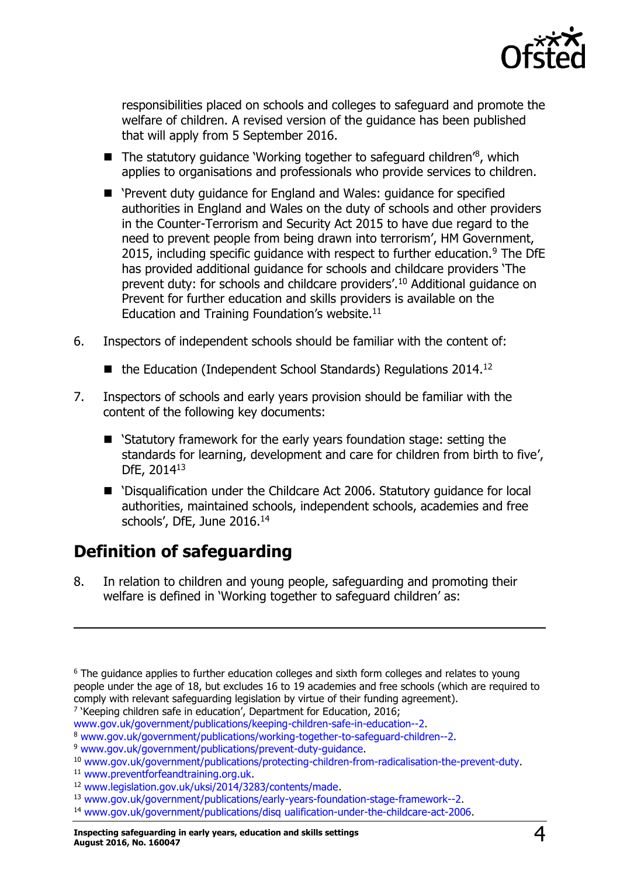responsibilities placed on schools and colleges to safeguard and promote the welfare of children. A revised version of the guidance has been published that will apply from 5 September 2016.

- The statutory guidance 'Working together to safeguard children'[8], which applies to organisations and professionals who provide services to children.
- 'Prevent duty guidance for England and Wales: guidance for specified authorities in England and Wales on the duty of schools and other providers in the Counter-Terrorism and Security Act 2015 to have due regard to the need to prevent people from being drawn into terrorism', HM Government, 2015, including specific guidance with respect to further education.[9] The DfE has provided additional guidance for schools and childcare providers 'The prevent duty: for schools and childcare providers'.[10] Additional guidance on Prevent for further education and skills providers is available on the Education and Training Foundation's website.[11]

6. Inspectors of independent schools should be familiar with the content of:
   - the Education (Independent School Standards) Regulations 2014.[12]

7. Inspectors of schools and early years provision should be familiar with the content of the following key documents:
   - 'Statutory framework for the early years foundation stage: setting the standards for learning, development and care for children from birth to five', DfE, 2014[13]
   - 'Disqualification under the Childcare Act 2006. Statutory guidance for local authorities, maintained schools, independent schools, academies and free schools', DfE, June 2016.[14]

## Definition of safeguarding

8. In relation to children and young people, safeguarding and promoting their welfare is defined in 'Working together to safeguard children' as:

---

[6] The guidance applies to further education colleges and sixth form colleges and relates to young people under the age of 18, but excludes 16 to 19 academies and free schools (which are required to comply with relevant safeguarding legislation by virtue of their funding agreement).

[7] 'Keeping children safe in education', Department for Education, 2016; www.gov.uk/government/publications/keeping-children-safe-in-education--2.

[8] www.gov.uk/government/publications/working-together-to-safeguard-children--2.

[9] www.gov.uk/government/publications/prevent-duty-guidance.

[10] www.gov.uk/government/publications/protecting-children-from-radicalisation-the-prevent-duty.

[11] www.preventforfeandtraining.org.uk.

[12] www.legislation.gov.uk/uksi/2014/3283/contents/made.

[13] www.gov.uk/government/publications/early-years-foundation-stage-framework--2.

[14] www.gov.uk/government/publications/disq ualification-under-the-childcare-act-2006.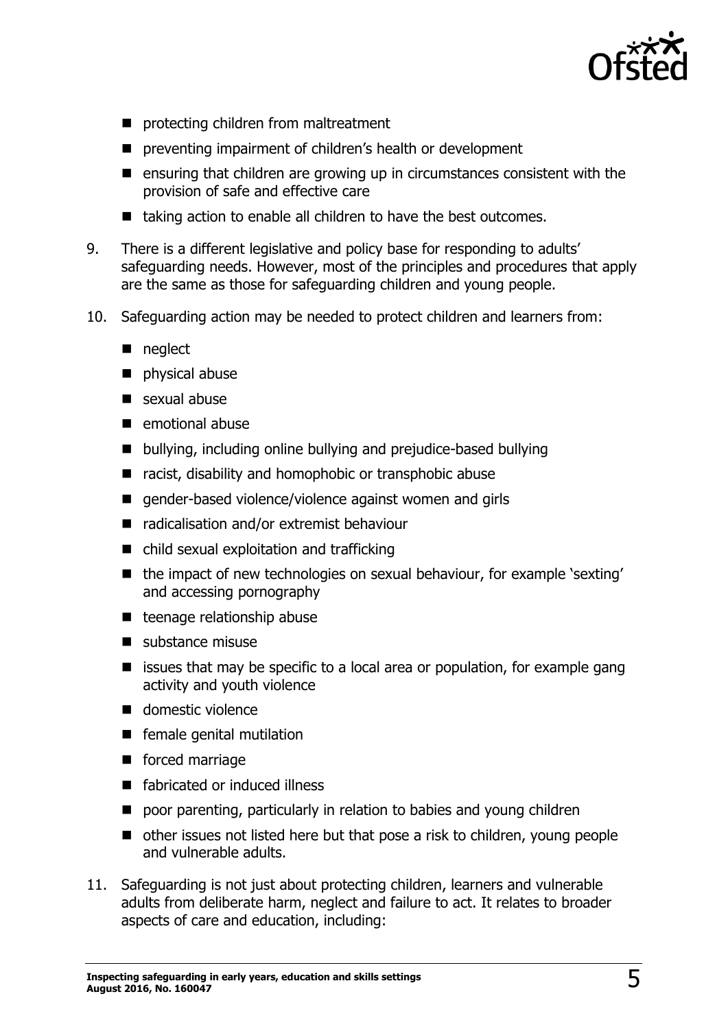- protecting children from maltreatment
- preventing impairment of children's health or development
- ensuring that children are growing up in circumstances consistent with the provision of safe and effective care
- taking action to enable all children to have the best outcomes.

9. There is a different legislative and policy base for responding to adults' safeguarding needs. However, most of the principles and procedures that apply are the same as those for safeguarding children and young people.

10. Safeguarding action may be needed to protect children and learners from:

    - neglect
    - physical abuse
    - sexual abuse
    - emotional abuse
    - bullying, including online bullying and prejudice-based bullying
    - racist, disability and homophobic or transphobic abuse
    - gender-based violence/violence against women and girls
    - radicalisation and/or extremist behaviour
    - child sexual exploitation and trafficking
    - the impact of new technologies on sexual behaviour, for example 'sexting' and accessing pornography
    - teenage relationship abuse
    - substance misuse
    - issues that may be specific to a local area or population, for example gang activity and youth violence
    - domestic violence
    - female genital mutilation
    - forced marriage
    - fabricated or induced illness
    - poor parenting, particularly in relation to babies and young children
    - other issues not listed here but that pose a risk to children, young people and vulnerable adults.

11. Safeguarding is not just about protecting children, learners and vulnerable adults from deliberate harm, neglect and failure to act. It relates to broader aspects of care and education, including: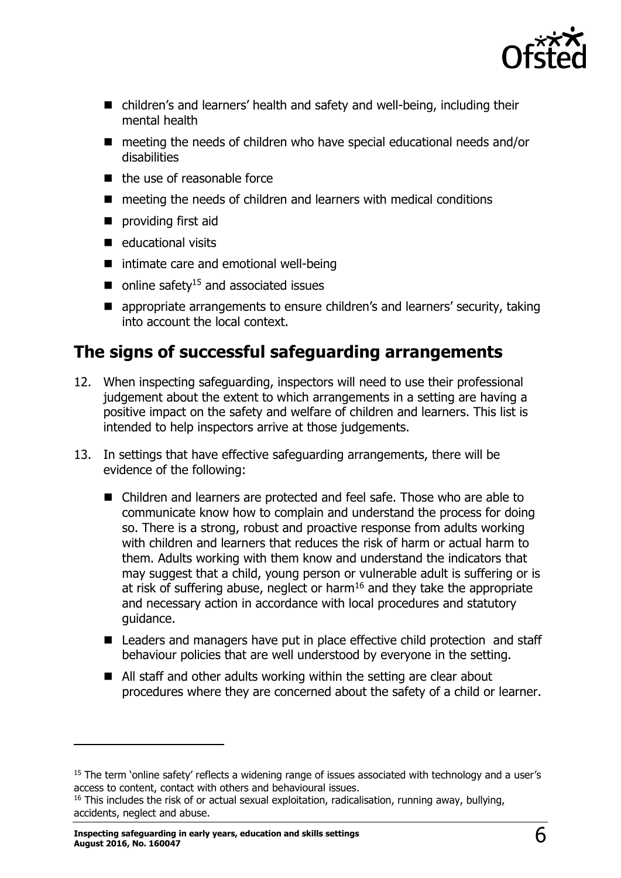- children's and learners' health and safety and well-being, including their mental health
- meeting the needs of children who have special educational needs and/or disabilities
- the use of reasonable force
- meeting the needs of children and learners with medical conditions
- providing first aid
- educational visits
- intimate care and emotional well-being
- online safety[15] and associated issues
- appropriate arrangements to ensure children's and learners' security, taking into account the local context.

## The signs of successful safeguarding arrangements

12. When inspecting safeguarding, inspectors will need to use their professional judgement about the extent to which arrangements in a setting are having a positive impact on the safety and welfare of children and learners. This list is intended to help inspectors arrive at those judgements.

13. In settings that have effective safeguarding arrangements, there will be evidence of the following:

    - Children and learners are protected and feel safe. Those who are able to communicate know how to complain and understand the process for doing so. There is a strong, robust and proactive response from adults working with children and learners that reduces the risk of harm or actual harm to them. Adults working with them know and understand the indicators that may suggest that a child, young person or vulnerable adult is suffering or is at risk of suffering abuse, neglect or harm[16] and they take the appropriate and necessary action in accordance with local procedures and statutory guidance.
    - Leaders and managers have put in place effective child protection and staff behaviour policies that are well understood by everyone in the setting.
    - All staff and other adults working within the setting are clear about procedures where they are concerned about the safety of a child or learner.

---

[15] The term 'online safety' reflects a widening range of issues associated with technology and a user's access to content, contact with others and behavioural issues.

[16] This includes the risk of or actual sexual exploitation, radicalisation, running away, bullying, accidents, neglect and abuse.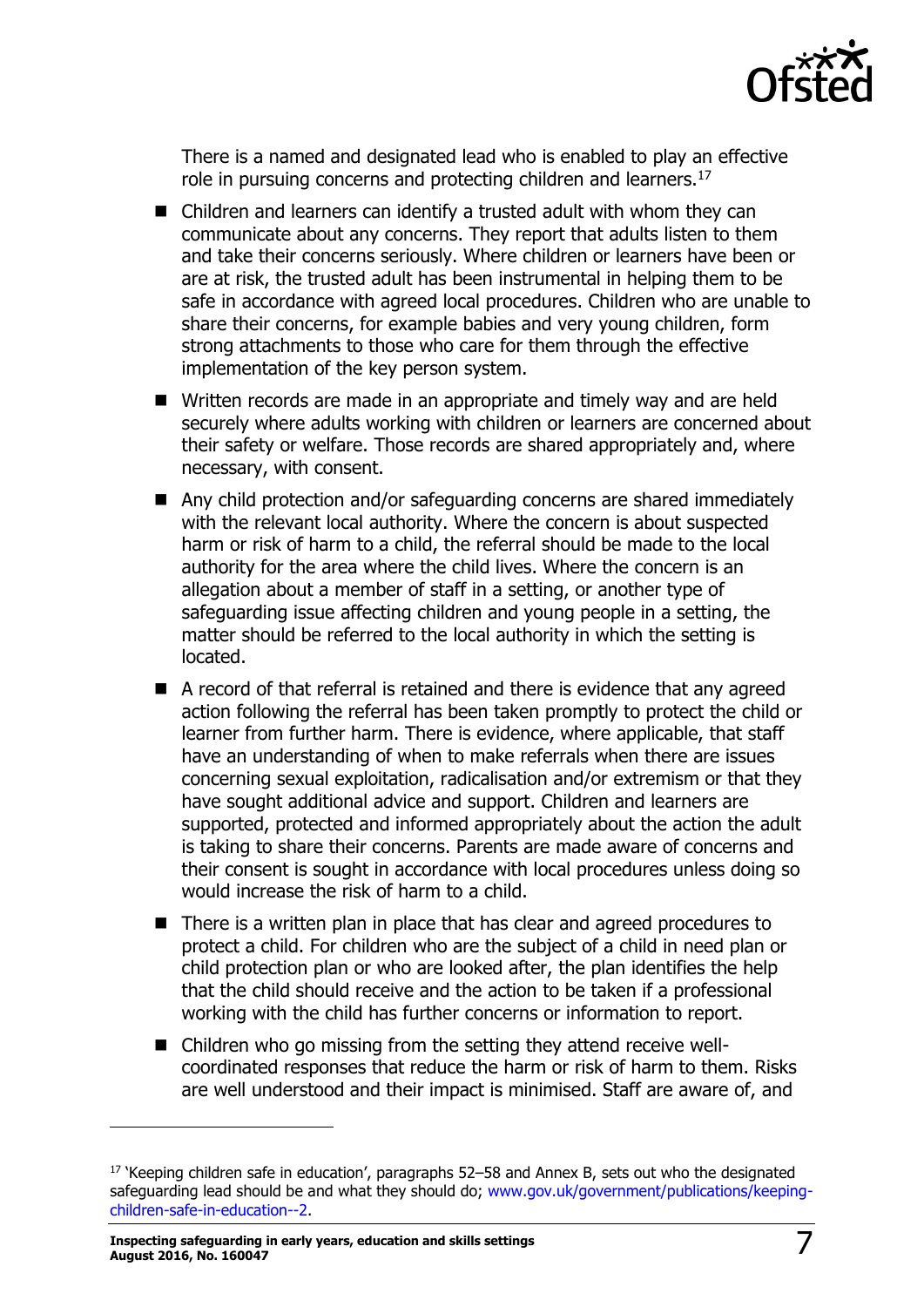There is a named and designated lead who is enabled to play an effective role in pursuing concerns and protecting children and learners.[17]

- Children and learners can identify a trusted adult with whom they can communicate about any concerns. They report that adults listen to them and take their concerns seriously. Where children or learners have been or are at risk, the trusted adult has been instrumental in helping them to be safe in accordance with agreed local procedures. Children who are unable to share their concerns, for example babies and very young children, form strong attachments to those who care for them through the effective implementation of the key person system.
- Written records are made in an appropriate and timely way and are held securely where adults working with children or learners are concerned about their safety or welfare. Those records are shared appropriately and, where necessary, with consent.
- Any child protection and/or safeguarding concerns are shared immediately with the relevant local authority. Where the concern is about suspected harm or risk of harm to a child, the referral should be made to the local authority for the area where the child lives. Where the concern is an allegation about a member of staff in a setting, or another type of safeguarding issue affecting children and young people in a setting, the matter should be referred to the local authority in which the setting is located.
- A record of that referral is retained and there is evidence that any agreed action following the referral has been taken promptly to protect the child or learner from further harm. There is evidence, where applicable, that staff have an understanding of when to make referrals when there are issues concerning sexual exploitation, radicalisation and/or extremism or that they have sought additional advice and support. Children and learners are supported, protected and informed appropriately about the action the adult is taking to share their concerns. Parents are made aware of concerns and their consent is sought in accordance with local procedures unless doing so would increase the risk of harm to a child.
- There is a written plan in place that has clear and agreed procedures to protect a child. For children who are the subject of a child in need plan or child protection plan or who are looked after, the plan identifies the help that the child should receive and the action to be taken if a professional working with the child has further concerns or information to report.
- Children who go missing from the setting they attend receive well-coordinated responses that reduce the harm or risk of harm to them. Risks are well understood and their impact is minimised. Staff are aware of, and

[17] 'Keeping children safe in education', paragraphs 52–58 and Annex B, sets out who the designated safeguarding lead should be and what they should do; www.gov.uk/government/publications/keeping-children-safe-in-education--2.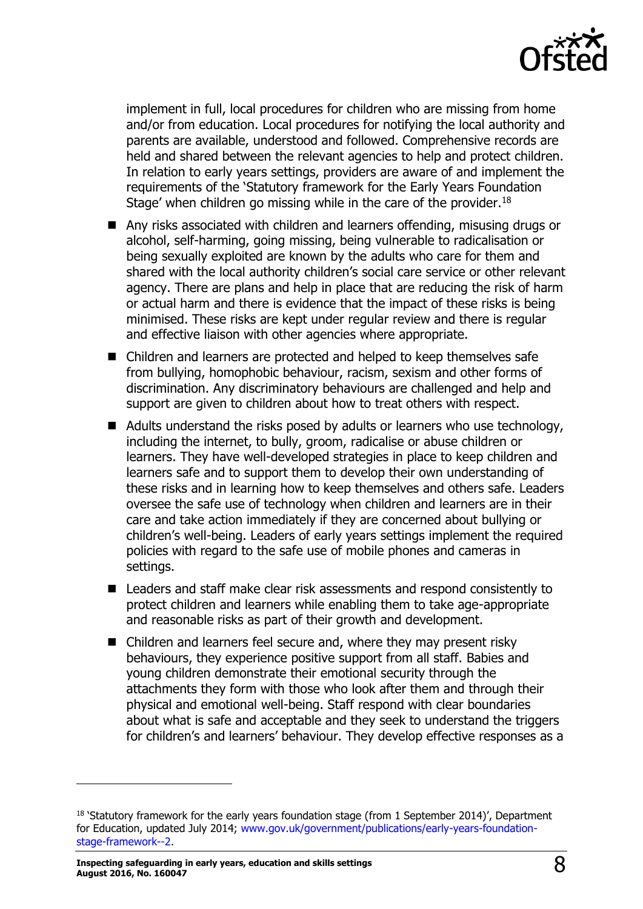implement in full, local procedures for children who are missing from home and/or from education. Local procedures for notifying the local authority and parents are available, understood and followed. Comprehensive records are held and shared between the relevant agencies to help and protect children. In relation to early years settings, providers are aware of and implement the requirements of the 'Statutory framework for the Early Years Foundation Stage' when children go missing while in the care of the provider.[18]

- Any risks associated with children and learners offending, misusing drugs or alcohol, self-harming, going missing, being vulnerable to radicalisation or being sexually exploited are known by the adults who care for them and shared with the local authority children's social care service or other relevant agency. There are plans and help in place that are reducing the risk of harm or actual harm and there is evidence that the impact of these risks is being minimised. These risks are kept under regular review and there is regular and effective liaison with other agencies where appropriate.
- Children and learners are protected and helped to keep themselves safe from bullying, homophobic behaviour, racism, sexism and other forms of discrimination. Any discriminatory behaviours are challenged and help and support are given to children about how to treat others with respect.
- Adults understand the risks posed by adults or learners who use technology, including the internet, to bully, groom, radicalise or abuse children or learners. They have well-developed strategies in place to keep children and learners safe and to support them to develop their own understanding of these risks and in learning how to keep themselves and others safe. Leaders oversee the safe use of technology when children and learners are in their care and take action immediately if they are concerned about bullying or children's well-being. Leaders of early years settings implement the required policies with regard to the safe use of mobile phones and cameras in settings.
- Leaders and staff make clear risk assessments and respond consistently to protect children and learners while enabling them to take age-appropriate and reasonable risks as part of their growth and development.
- Children and learners feel secure and, where they may present risky behaviours, they experience positive support from all staff. Babies and young children demonstrate their emotional security through the attachments they form with those who look after them and through their physical and emotional well-being. Staff respond with clear boundaries about what is safe and acceptable and they seek to understand the triggers for children's and learners' behaviour. They develop effective responses as a

---

[18] 'Statutory framework for the early years foundation stage (from 1 September 2014)', Department for Education, updated July 2014; www.gov.uk/government/publications/early-years-foundation-stage-framework--2.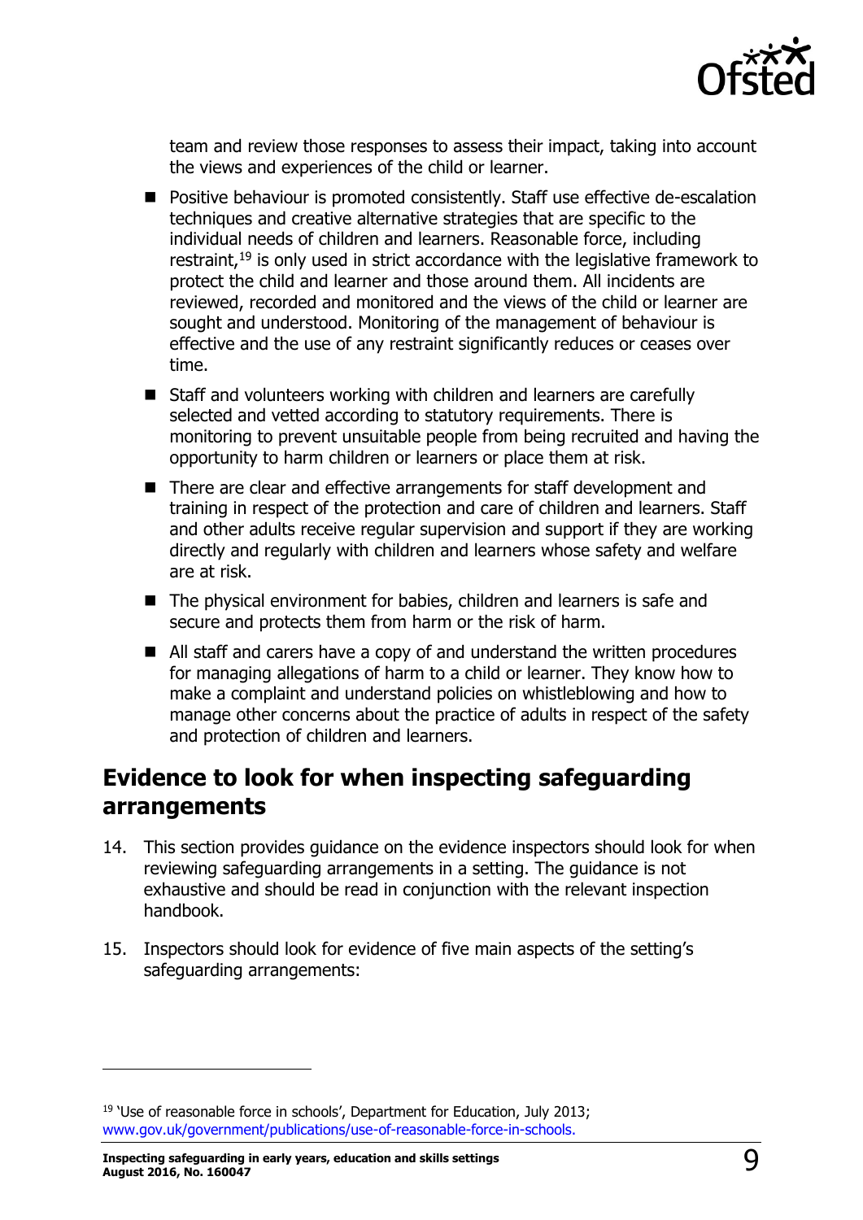team and review those responses to assess their impact, taking into account the views and experiences of the child or learner.

- Positive behaviour is promoted consistently. Staff use effective de-escalation techniques and creative alternative strategies that are specific to the individual needs of children and learners. Reasonable force, including restraint,[19] is only used in strict accordance with the legislative framework to protect the child and learner and those around them. All incidents are reviewed, recorded and monitored and the views of the child or learner are sought and understood. Monitoring of the management of behaviour is effective and the use of any restraint significantly reduces or ceases over time.
- Staff and volunteers working with children and learners are carefully selected and vetted according to statutory requirements. There is monitoring to prevent unsuitable people from being recruited and having the opportunity to harm children or learners or place them at risk.
- There are clear and effective arrangements for staff development and training in respect of the protection and care of children and learners. Staff and other adults receive regular supervision and support if they are working directly and regularly with children and learners whose safety and welfare are at risk.
- The physical environment for babies, children and learners is safe and secure and protects them from harm or the risk of harm.
- All staff and carers have a copy of and understand the written procedures for managing allegations of harm to a child or learner. They know how to make a complaint and understand policies on whistleblowing and how to manage other concerns about the practice of adults in respect of the safety and protection of children and learners.

## Evidence to look for when inspecting safeguarding arrangements

14. This section provides guidance on the evidence inspectors should look for when reviewing safeguarding arrangements in a setting. The guidance is not exhaustive and should be read in conjunction with the relevant inspection handbook.

15. Inspectors should look for evidence of five main aspects of the setting's safeguarding arrangements:

---

[19] 'Use of reasonable force in schools', Department for Education, July 2013; www.gov.uk/government/publications/use-of-reasonable-force-in-schools.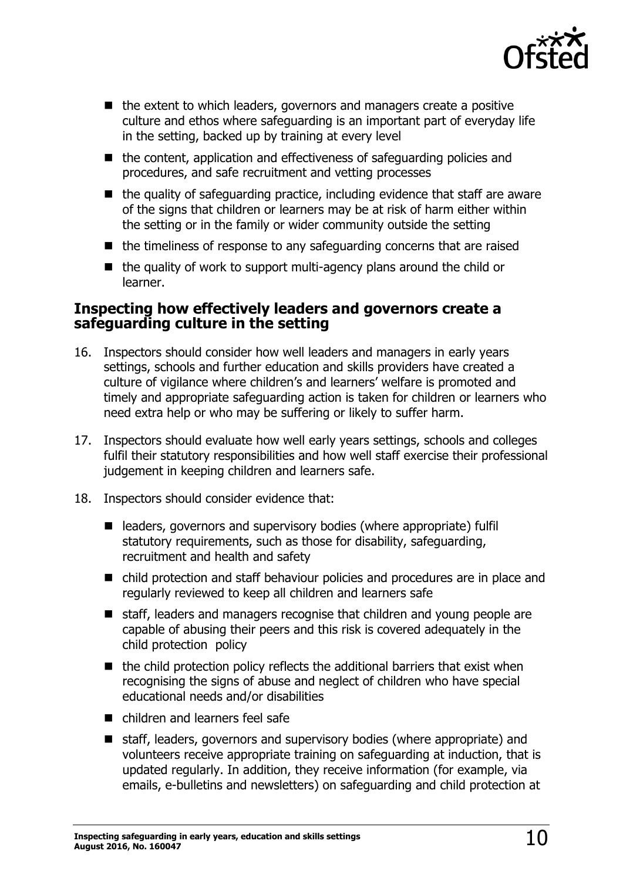- the extent to which leaders, governors and managers create a positive culture and ethos where safeguarding is an important part of everyday life in the setting, backed up by training at every level
- the content, application and effectiveness of safeguarding policies and procedures, and safe recruitment and vetting processes
- the quality of safeguarding practice, including evidence that staff are aware of the signs that children or learners may be at risk of harm either within the setting or in the family or wider community outside the setting
- the timeliness of response to any safeguarding concerns that are raised
- the quality of work to support multi-agency plans around the child or learner.

### Inspecting how effectively leaders and governors create a safeguarding culture in the setting

16. Inspectors should consider how well leaders and managers in early years settings, schools and further education and skills providers have created a culture of vigilance where children's and learners' welfare is promoted and timely and appropriate safeguarding action is taken for children or learners who need extra help or who may be suffering or likely to suffer harm.

17. Inspectors should evaluate how well early years settings, schools and colleges fulfil their statutory responsibilities and how well staff exercise their professional judgement in keeping children and learners safe.

18. Inspectors should consider evidence that:

    - leaders, governors and supervisory bodies (where appropriate) fulfil statutory requirements, such as those for disability, safeguarding, recruitment and health and safety
    - child protection and staff behaviour policies and procedures are in place and regularly reviewed to keep all children and learners safe
    - staff, leaders and managers recognise that children and young people are capable of abusing their peers and this risk is covered adequately in the child protection policy
    - the child protection policy reflects the additional barriers that exist when recognising the signs of abuse and neglect of children who have special educational needs and/or disabilities
    - children and learners feel safe
    - staff, leaders, governors and supervisory bodies (where appropriate) and volunteers receive appropriate training on safeguarding at induction, that is updated regularly. In addition, they receive information (for example, via emails, e-bulletins and newsletters) on safeguarding and child protection at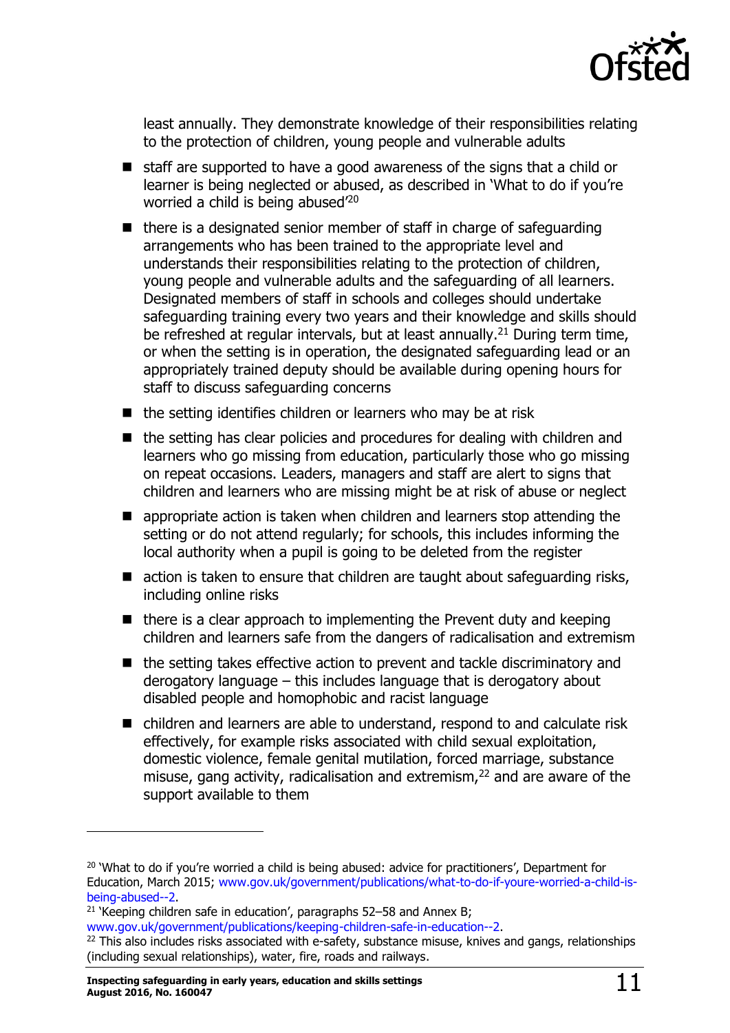least annually. They demonstrate knowledge of their responsibilities relating to the protection of children, young people and vulnerable adults

- staff are supported to have a good awareness of the signs that a child or learner is being neglected or abused, as described in 'What to do if you're worried a child is being abused'[20]
- there is a designated senior member of staff in charge of safeguarding arrangements who has been trained to the appropriate level and understands their responsibilities relating to the protection of children, young people and vulnerable adults and the safeguarding of all learners. Designated members of staff in schools and colleges should undertake safeguarding training every two years and their knowledge and skills should be refreshed at regular intervals, but at least annually.[21] During term time, or when the setting is in operation, the designated safeguarding lead or an appropriately trained deputy should be available during opening hours for staff to discuss safeguarding concerns
- the setting identifies children or learners who may be at risk
- the setting has clear policies and procedures for dealing with children and learners who go missing from education, particularly those who go missing on repeat occasions. Leaders, managers and staff are alert to signs that children and learners who are missing might be at risk of abuse or neglect
- appropriate action is taken when children and learners stop attending the setting or do not attend regularly; for schools, this includes informing the local authority when a pupil is going to be deleted from the register
- action is taken to ensure that children are taught about safeguarding risks, including online risks
- there is a clear approach to implementing the Prevent duty and keeping children and learners safe from the dangers of radicalisation and extremism
- the setting takes effective action to prevent and tackle discriminatory and derogatory language – this includes language that is derogatory about disabled people and homophobic and racist language
- children and learners are able to understand, respond to and calculate risk effectively, for example risks associated with child sexual exploitation, domestic violence, female genital mutilation, forced marriage, substance misuse, gang activity, radicalisation and extremism,[22] and are aware of the support available to them

---

[20] 'What to do if you're worried a child is being abused: advice for practitioners', Department for Education, March 2015; www.gov.uk/government/publications/what-to-do-if-youre-worried-a-child-is-being-abused--2.

[21] 'Keeping children safe in education', paragraphs 52–58 and Annex B; www.gov.uk/government/publications/keeping-children-safe-in-education--2.

[22] This also includes risks associated with e-safety, substance misuse, knives and gangs, relationships (including sexual relationships), water, fire, roads and railways.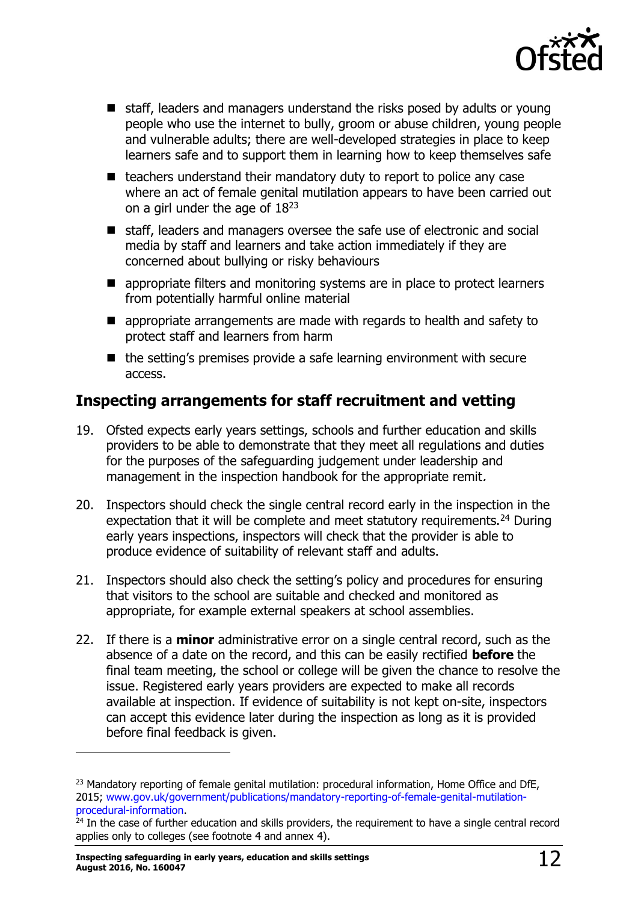- staff, leaders and managers understand the risks posed by adults or young people who use the internet to bully, groom or abuse children, young people and vulnerable adults; there are well-developed strategies in place to keep learners safe and to support them in learning how to keep themselves safe
- teachers understand their mandatory duty to report to police any case where an act of female genital mutilation appears to have been carried out on a girl under the age of 18[23]
- staff, leaders and managers oversee the safe use of electronic and social media by staff and learners and take action immediately if they are concerned about bullying or risky behaviours
- appropriate filters and monitoring systems are in place to protect learners from potentially harmful online material
- appropriate arrangements are made with regards to health and safety to protect staff and learners from harm
- the setting's premises provide a safe learning environment with secure access.

## Inspecting arrangements for staff recruitment and vetting

19. Ofsted expects early years settings, schools and further education and skills providers to be able to demonstrate that they meet all regulations and duties for the purposes of the safeguarding judgement under leadership and management in the inspection handbook for the appropriate remit*.*

20. Inspectors should check the single central record early in the inspection in the expectation that it will be complete and meet statutory requirements.[24] During early years inspections, inspectors will check that the provider is able to produce evidence of suitability of relevant staff and adults.

21. Inspectors should also check the setting's policy and procedures for ensuring that visitors to the school are suitable and checked and monitored as appropriate, for example external speakers at school assemblies.

22. If there is a **minor** administrative error on a single central record, such as the absence of a date on the record, and this can be easily rectified **before** the final team meeting, the school or college will be given the chance to resolve the issue. Registered early years providers are expected to make all records available at inspection. If evidence of suitability is not kept on-site, inspectors can accept this evidence later during the inspection as long as it is provided before final feedback is given.

---

[23] Mandatory reporting of female genital mutilation: procedural information, Home Office and DfE, 2015; www.gov.uk/government/publications/mandatory-reporting-of-female-genital-mutilation-procedural-information.

[24] In the case of further education and skills providers, the requirement to have a single central record applies only to colleges (see footnote 4 and annex 4).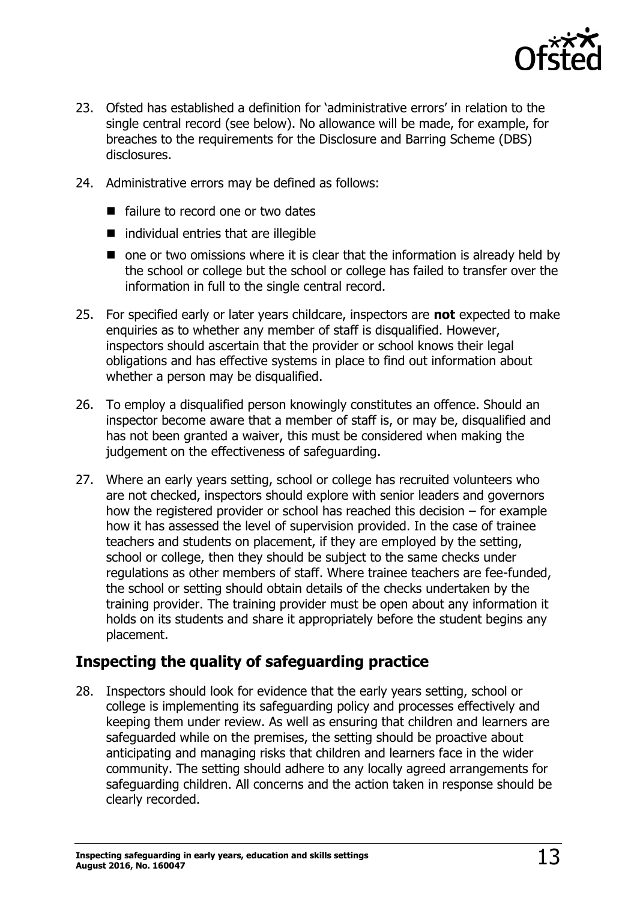23. Ofsted has established a definition for 'administrative errors' in relation to the single central record (see below). No allowance will be made, for example, for breaches to the requirements for the Disclosure and Barring Scheme (DBS) disclosures.

24. Administrative errors may be defined as follows:

    - failure to record one or two dates
    - individual entries that are illegible
    - one or two omissions where it is clear that the information is already held by the school or college but the school or college has failed to transfer over the information in full to the single central record.

25. For specified early or later years childcare, inspectors are **not** expected to make enquiries as to whether any member of staff is disqualified. However, inspectors should ascertain that the provider or school knows their legal obligations and has effective systems in place to find out information about whether a person may be disqualified.

26. To employ a disqualified person knowingly constitutes an offence. Should an inspector become aware that a member of staff is, or may be, disqualified and has not been granted a waiver, this must be considered when making the judgement on the effectiveness of safeguarding.

27. Where an early years setting, school or college has recruited volunteers who are not checked, inspectors should explore with senior leaders and governors how the registered provider or school has reached this decision – for example how it has assessed the level of supervision provided. In the case of trainee teachers and students on placement, if they are employed by the setting, school or college, then they should be subject to the same checks under regulations as other members of staff. Where trainee teachers are fee-funded, the school or setting should obtain details of the checks undertaken by the training provider. The training provider must be open about any information it holds on its students and share it appropriately before the student begins any placement.

## Inspecting the quality of safeguarding practice

28. Inspectors should look for evidence that the early years setting, school or college is implementing its safeguarding policy and processes effectively and keeping them under review. As well as ensuring that children and learners are safeguarded while on the premises, the setting should be proactive about anticipating and managing risks that children and learners face in the wider community. The setting should adhere to any locally agreed arrangements for safeguarding children. All concerns and the action taken in response should be clearly recorded.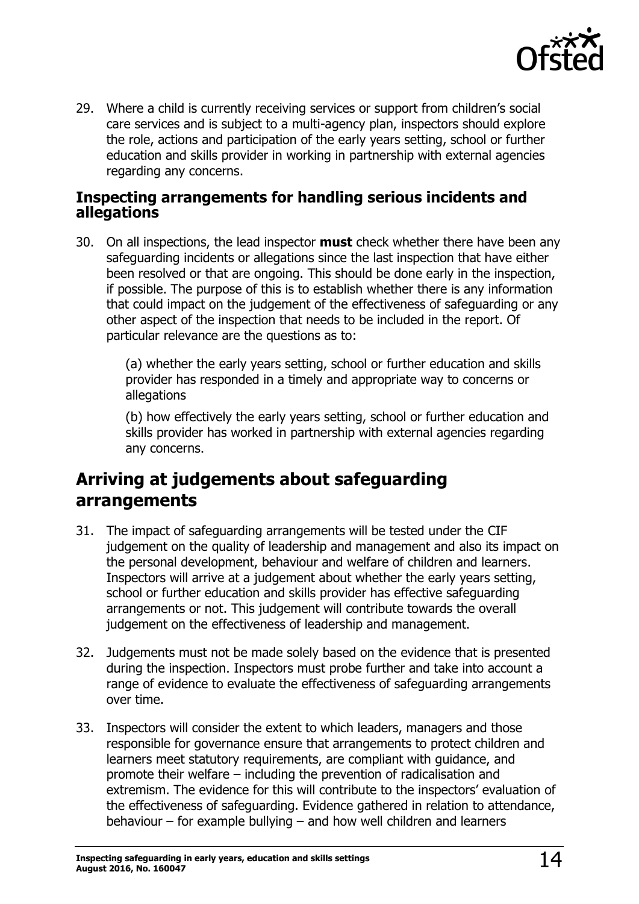29. Where a child is currently receiving services or support from children's social care services and is subject to a multi-agency plan, inspectors should explore the role, actions and participation of the early years setting, school or further education and skills provider in working in partnership with external agencies regarding any concerns.

### Inspecting arrangements for handling serious incidents and allegations

30. On all inspections, the lead inspector **must** check whether there have been any safeguarding incidents or allegations since the last inspection that have either been resolved or that are ongoing. This should be done early in the inspection, if possible. The purpose of this is to establish whether there is any information that could impact on the judgement of the effectiveness of safeguarding or any other aspect of the inspection that needs to be included in the report. Of particular relevance are the questions as to:

    (a) whether the early years setting, school or further education and skills provider has responded in a timely and appropriate way to concerns or allegations

    (b) how effectively the early years setting, school or further education and skills provider has worked in partnership with external agencies regarding any concerns.

## Arriving at judgements about safeguarding arrangements

31. The impact of safeguarding arrangements will be tested under the CIF judgement on the quality of leadership and management and also its impact on the personal development, behaviour and welfare of children and learners. Inspectors will arrive at a judgement about whether the early years setting, school or further education and skills provider has effective safeguarding arrangements or not. This judgement will contribute towards the overall judgement on the effectiveness of leadership and management.

32. Judgements must not be made solely based on the evidence that is presented during the inspection. Inspectors must probe further and take into account a range of evidence to evaluate the effectiveness of safeguarding arrangements over time.

33. Inspectors will consider the extent to which leaders, managers and those responsible for governance ensure that arrangements to protect children and learners meet statutory requirements, are compliant with guidance, and promote their welfare – including the prevention of radicalisation and extremism. The evidence for this will contribute to the inspectors' evaluation of the effectiveness of safeguarding. Evidence gathered in relation to attendance, behaviour – for example bullying – and how well children and learners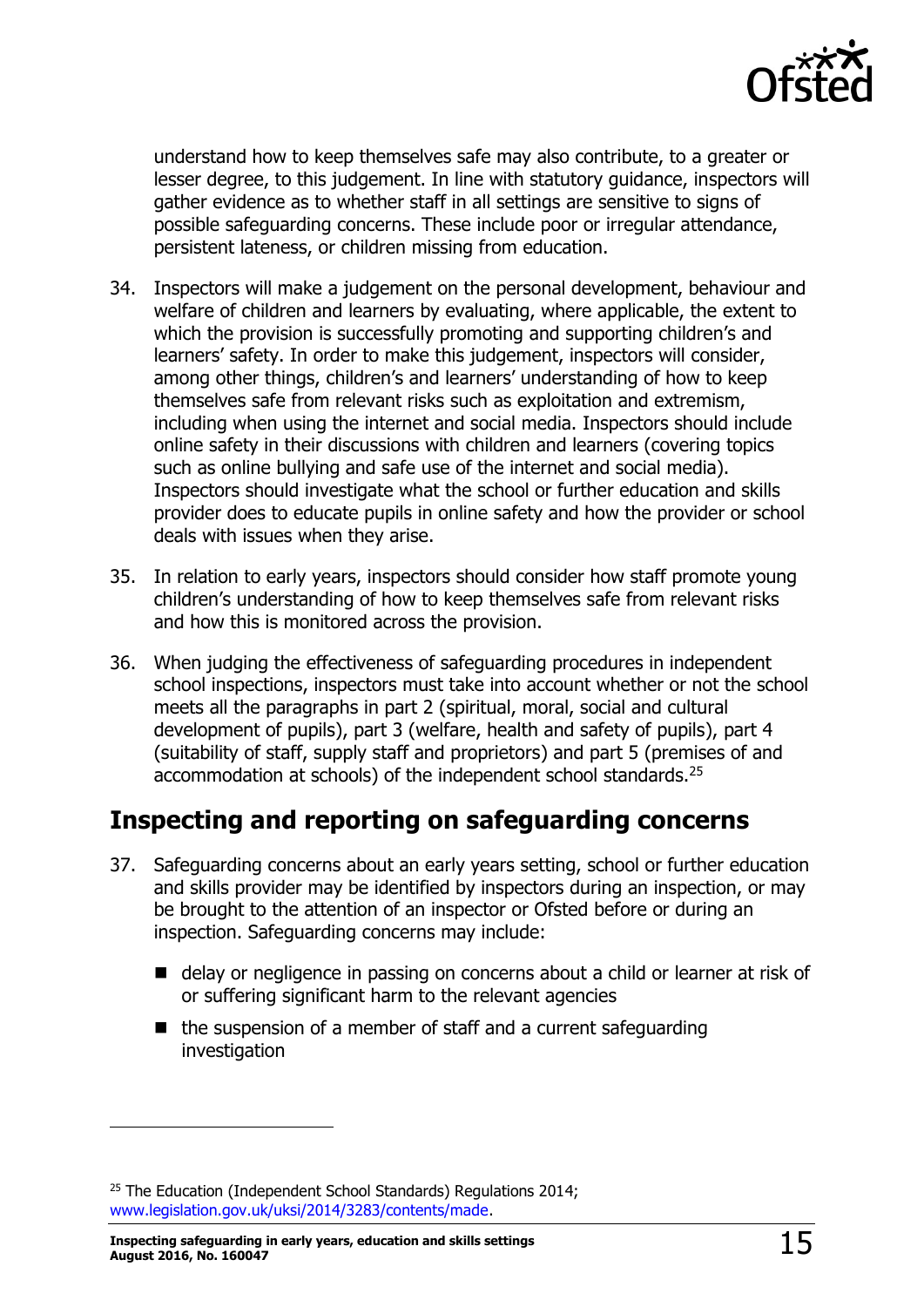understand how to keep themselves safe may also contribute, to a greater or lesser degree, to this judgement. In line with statutory guidance, inspectors will gather evidence as to whether staff in all settings are sensitive to signs of possible safeguarding concerns. These include poor or irregular attendance, persistent lateness, or children missing from education.

34. Inspectors will make a judgement on the personal development, behaviour and welfare of children and learners by evaluating, where applicable, the extent to which the provision is successfully promoting and supporting children's and learners' safety. In order to make this judgement, inspectors will consider, among other things, children's and learners' understanding of how to keep themselves safe from relevant risks such as exploitation and extremism, including when using the internet and social media. Inspectors should include online safety in their discussions with children and learners (covering topics such as online bullying and safe use of the internet and social media). Inspectors should investigate what the school or further education and skills provider does to educate pupils in online safety and how the provider or school deals with issues when they arise.

35. In relation to early years, inspectors should consider how staff promote young children's understanding of how to keep themselves safe from relevant risks and how this is monitored across the provision.

36. When judging the effectiveness of safeguarding procedures in independent school inspections, inspectors must take into account whether or not the school meets all the paragraphs in part 2 (spiritual, moral, social and cultural development of pupils), part 3 (welfare, health and safety of pupils), part 4 (suitability of staff, supply staff and proprietors) and part 5 (premises of and accommodation at schools) of the independent school standards.[25]

## Inspecting and reporting on safeguarding concerns

37. Safeguarding concerns about an early years setting, school or further education and skills provider may be identified by inspectors during an inspection, or may be brought to the attention of an inspector or Ofsted before or during an inspection. Safeguarding concerns may include:

   - delay or negligence in passing on concerns about a child or learner at risk of or suffering significant harm to the relevant agencies
   - the suspension of a member of staff and a current safeguarding investigation

[25] The Education (Independent School Standards) Regulations 2014; www.legislation.gov.uk/uksi/2014/3283/contents/made.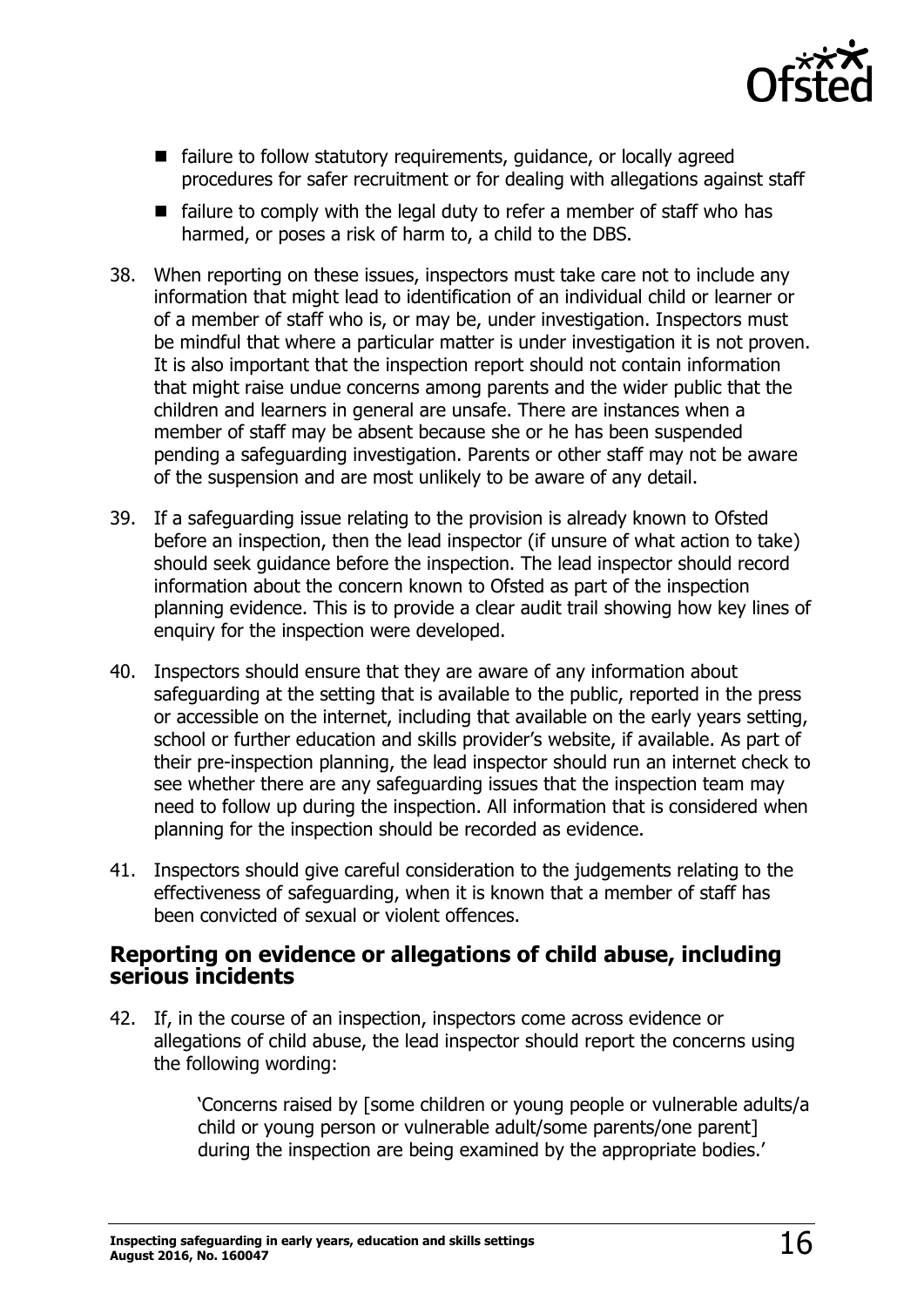- failure to follow statutory requirements, guidance, or locally agreed procedures for safer recruitment or for dealing with allegations against staff
- failure to comply with the legal duty to refer a member of staff who has harmed, or poses a risk of harm to, a child to the DBS.

38. When reporting on these issues, inspectors must take care not to include any information that might lead to identification of an individual child or learner or of a member of staff who is, or may be, under investigation. Inspectors must be mindful that where a particular matter is under investigation it is not proven. It is also important that the inspection report should not contain information that might raise undue concerns among parents and the wider public that the children and learners in general are unsafe. There are instances when a member of staff may be absent because she or he has been suspended pending a safeguarding investigation. Parents or other staff may not be aware of the suspension and are most unlikely to be aware of any detail.

39. If a safeguarding issue relating to the provision is already known to Ofsted before an inspection, then the lead inspector (if unsure of what action to take) should seek guidance before the inspection. The lead inspector should record information about the concern known to Ofsted as part of the inspection planning evidence. This is to provide a clear audit trail showing how key lines of enquiry for the inspection were developed.

40. Inspectors should ensure that they are aware of any information about safeguarding at the setting that is available to the public, reported in the press or accessible on the internet, including that available on the early years setting, school or further education and skills provider's website, if available. As part of their pre-inspection planning, the lead inspector should run an internet check to see whether there are any safeguarding issues that the inspection team may need to follow up during the inspection. All information that is considered when planning for the inspection should be recorded as evidence.

41. Inspectors should give careful consideration to the judgements relating to the effectiveness of safeguarding, when it is known that a member of staff has been convicted of sexual or violent offences.

## Reporting on evidence or allegations of child abuse, including serious incidents

42. If, in the course of an inspection, inspectors come across evidence or allegations of child abuse, the lead inspector should report the concerns using the following wording:

> 'Concerns raised by [some children or young people or vulnerable adults/a child or young person or vulnerable adult/some parents/one parent] during the inspection are being examined by the appropriate bodies.'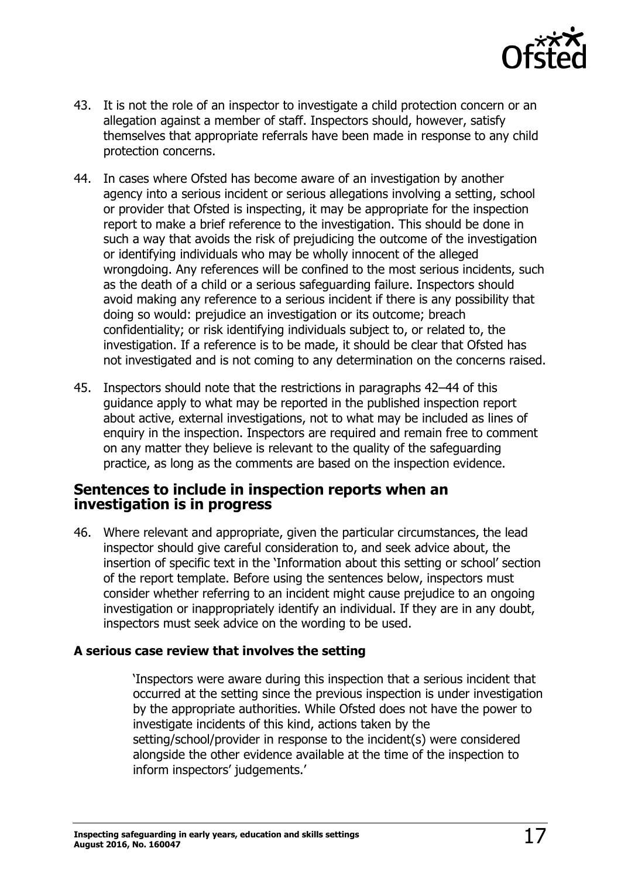43. It is not the role of an inspector to investigate a child protection concern or an allegation against a member of staff. Inspectors should, however, satisfy themselves that appropriate referrals have been made in response to any child protection concerns.

44. In cases where Ofsted has become aware of an investigation by another agency into a serious incident or serious allegations involving a setting, school or provider that Ofsted is inspecting, it may be appropriate for the inspection report to make a brief reference to the investigation. This should be done in such a way that avoids the risk of prejudicing the outcome of the investigation or identifying individuals who may be wholly innocent of the alleged wrongdoing. Any references will be confined to the most serious incidents, such as the death of a child or a serious safeguarding failure. Inspectors should avoid making any reference to a serious incident if there is any possibility that doing so would: prejudice an investigation or its outcome; breach confidentiality; or risk identifying individuals subject to, or related to, the investigation. If a reference is to be made, it should be clear that Ofsted has not investigated and is not coming to any determination on the concerns raised.

45. Inspectors should note that the restrictions in paragraphs 42–44 of this guidance apply to what may be reported in the published inspection report about active, external investigations, not to what may be included as lines of enquiry in the inspection. Inspectors are required and remain free to comment on any matter they believe is relevant to the quality of the safeguarding practice, as long as the comments are based on the inspection evidence.

## Sentences to include in inspection reports when an investigation is in progress

46. Where relevant and appropriate, given the particular circumstances, the lead inspector should give careful consideration to, and seek advice about, the insertion of specific text in the 'Information about this setting or school' section of the report template. Before using the sentences below, inspectors must consider whether referring to an incident might cause prejudice to an ongoing investigation or inappropriately identify an individual. If they are in any doubt, inspectors must seek advice on the wording to be used.

**A serious case review that involves the setting**

> 'Inspectors were aware during this inspection that a serious incident that occurred at the setting since the previous inspection is under investigation by the appropriate authorities. While Ofsted does not have the power to investigate incidents of this kind, actions taken by the setting/school/provider in response to the incident(s) were considered alongside the other evidence available at the time of the inspection to inform inspectors' judgements.'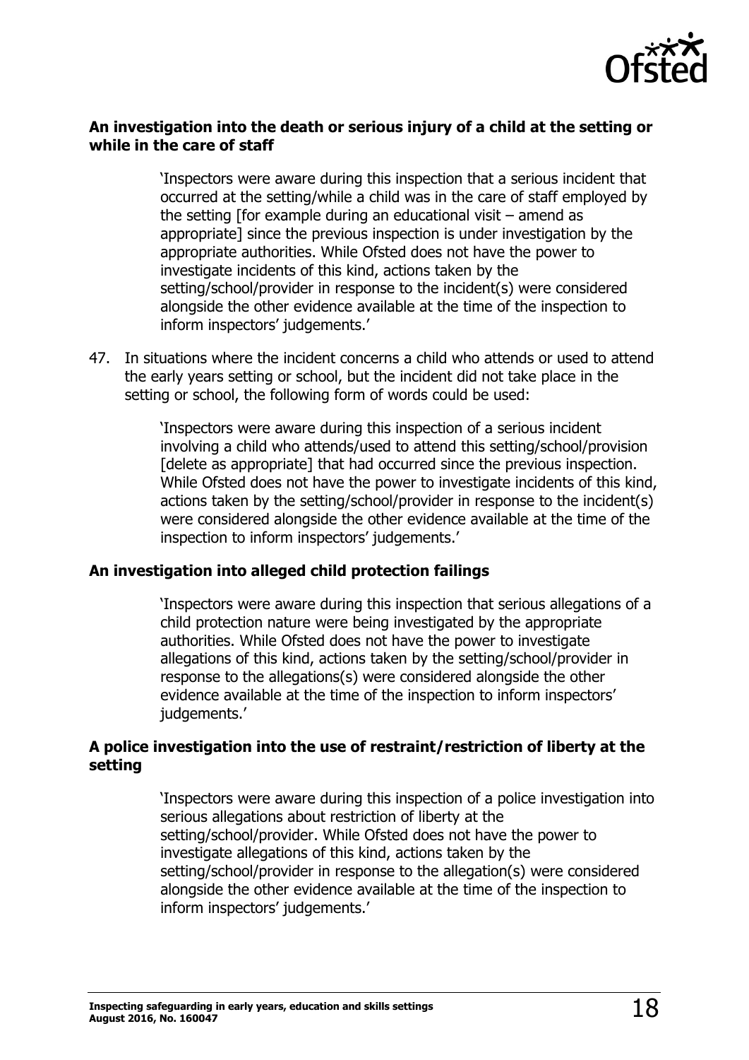**An investigation into the death or serious injury of a child at the setting or while in the care of staff**

> 'Inspectors were aware during this inspection that a serious incident that occurred at the setting/while a child was in the care of staff employed by the setting [for example during an educational visit – amend as appropriate] since the previous inspection is under investigation by the appropriate authorities. While Ofsted does not have the power to investigate incidents of this kind, actions taken by the setting/school/provider in response to the incident(s) were considered alongside the other evidence available at the time of the inspection to inform inspectors' judgements.'

47. In situations where the incident concerns a child who attends or used to attend the early years setting or school, but the incident did not take place in the setting or school, the following form of words could be used:

> 'Inspectors were aware during this inspection of a serious incident involving a child who attends/used to attend this setting/school/provision [delete as appropriate] that had occurred since the previous inspection. While Ofsted does not have the power to investigate incidents of this kind, actions taken by the setting/school/provider in response to the incident(s) were considered alongside the other evidence available at the time of the inspection to inform inspectors' judgements.'

**An investigation into alleged child protection failings**

> 'Inspectors were aware during this inspection that serious allegations of a child protection nature were being investigated by the appropriate authorities. While Ofsted does not have the power to investigate allegations of this kind, actions taken by the setting/school/provider in response to the allegations(s) were considered alongside the other evidence available at the time of the inspection to inform inspectors' judgements.'

**A police investigation into the use of restraint/restriction of liberty at the setting**

> 'Inspectors were aware during this inspection of a police investigation into serious allegations about restriction of liberty at the setting/school/provider. While Ofsted does not have the power to investigate allegations of this kind, actions taken by the setting/school/provider in response to the allegation(s) were considered alongside the other evidence available at the time of the inspection to inform inspectors' judgements.'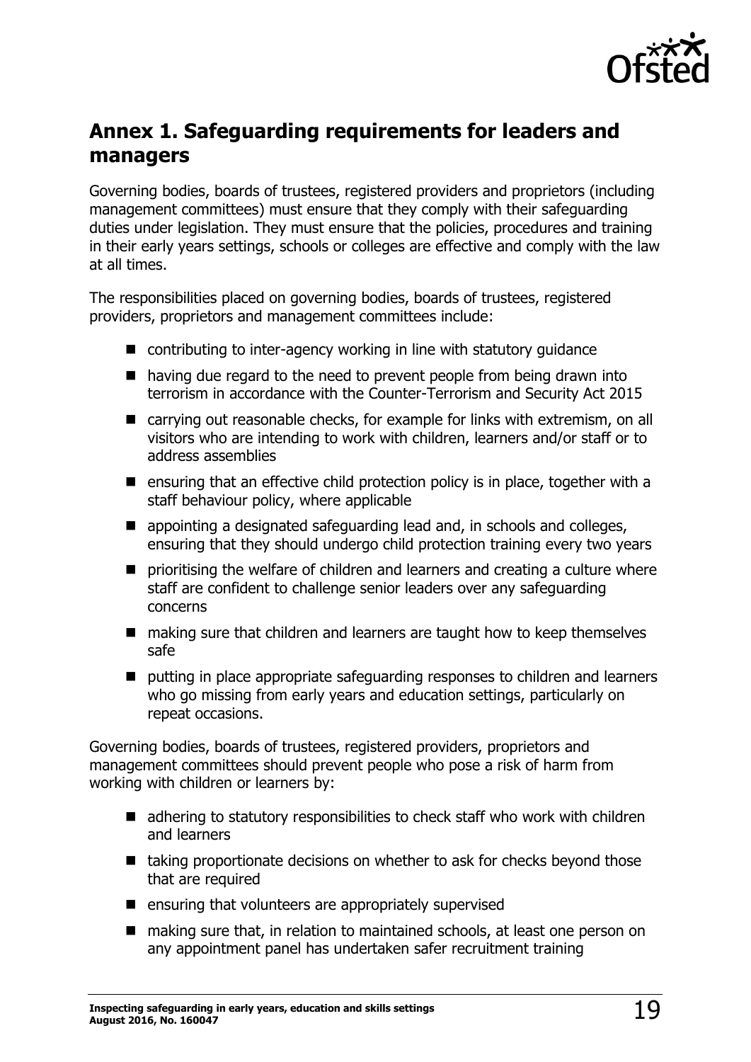## Annex 1. Safeguarding requirements for leaders and managers

Governing bodies, boards of trustees, registered providers and proprietors (including management committees) must ensure that they comply with their safeguarding duties under legislation. They must ensure that the policies, procedures and training in their early years settings, schools or colleges are effective and comply with the law at all times.

The responsibilities placed on governing bodies, boards of trustees, registered providers, proprietors and management committees include:

- contributing to inter-agency working in line with statutory guidance
- having due regard to the need to prevent people from being drawn into terrorism in accordance with the Counter-Terrorism and Security Act 2015
- carrying out reasonable checks, for example for links with extremism, on all visitors who are intending to work with children, learners and/or staff or to address assemblies
- ensuring that an effective child protection policy is in place, together with a staff behaviour policy, where applicable
- appointing a designated safeguarding lead and, in schools and colleges, ensuring that they should undergo child protection training every two years
- prioritising the welfare of children and learners and creating a culture where staff are confident to challenge senior leaders over any safeguarding concerns
- making sure that children and learners are taught how to keep themselves safe
- putting in place appropriate safeguarding responses to children and learners who go missing from early years and education settings, particularly on repeat occasions.

Governing bodies, boards of trustees, registered providers, proprietors and management committees should prevent people who pose a risk of harm from working with children or learners by:

- adhering to statutory responsibilities to check staff who work with children and learners
- taking proportionate decisions on whether to ask for checks beyond those that are required
- ensuring that volunteers are appropriately supervised
- making sure that, in relation to maintained schools, at least one person on any appointment panel has undertaken safer recruitment training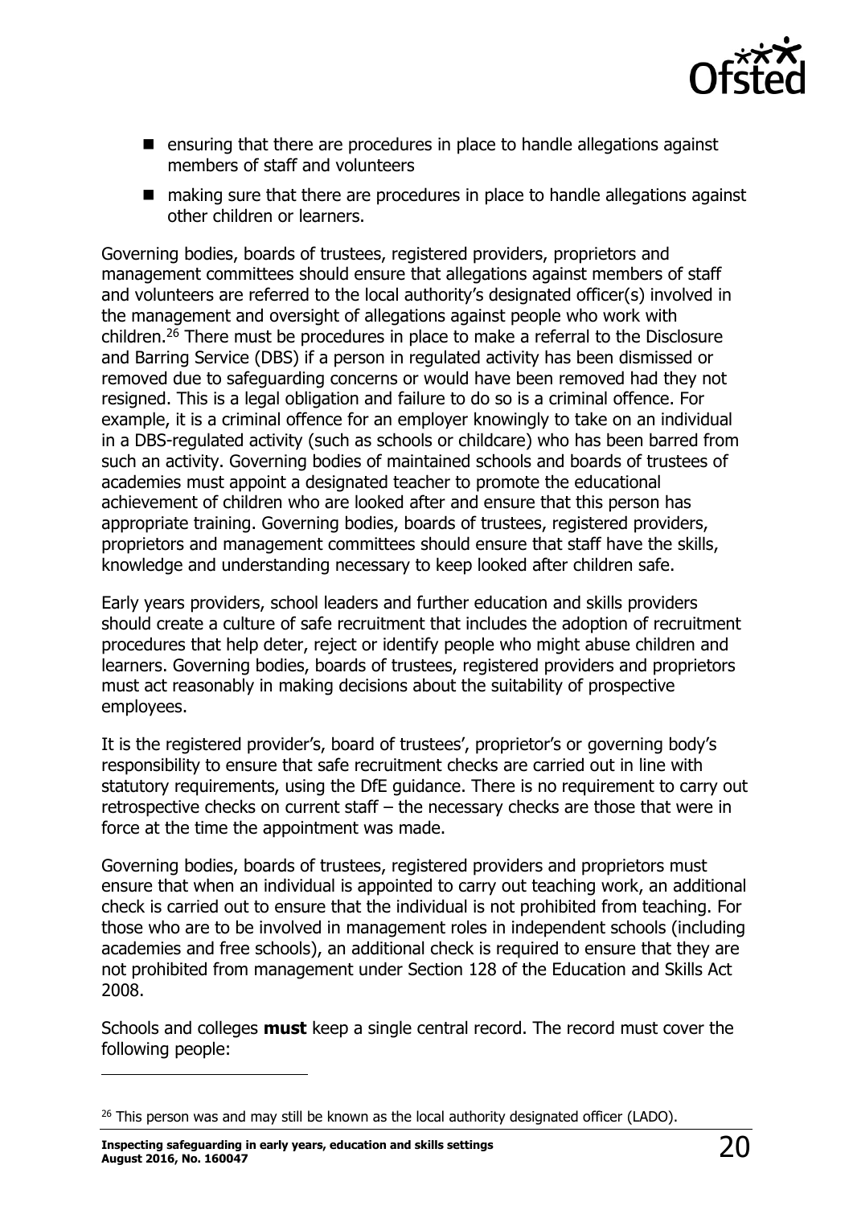- ensuring that there are procedures in place to handle allegations against members of staff and volunteers
- making sure that there are procedures in place to handle allegations against other children or learners.

Governing bodies, boards of trustees, registered providers, proprietors and management committees should ensure that allegations against members of staff and volunteers are referred to the local authority's designated officer(s) involved in the management and oversight of allegations against people who work with children.[26] There must be procedures in place to make a referral to the Disclosure and Barring Service (DBS) if a person in regulated activity has been dismissed or removed due to safeguarding concerns or would have been removed had they not resigned. This is a legal obligation and failure to do so is a criminal offence. For example, it is a criminal offence for an employer knowingly to take on an individual in a DBS-regulated activity (such as schools or childcare) who has been barred from such an activity. Governing bodies of maintained schools and boards of trustees of academies must appoint a designated teacher to promote the educational achievement of children who are looked after and ensure that this person has appropriate training. Governing bodies, boards of trustees, registered providers, proprietors and management committees should ensure that staff have the skills, knowledge and understanding necessary to keep looked after children safe.

Early years providers, school leaders and further education and skills providers should create a culture of safe recruitment that includes the adoption of recruitment procedures that help deter, reject or identify people who might abuse children and learners. Governing bodies, boards of trustees, registered providers and proprietors must act reasonably in making decisions about the suitability of prospective employees.

It is the registered provider's, board of trustees', proprietor's or governing body's responsibility to ensure that safe recruitment checks are carried out in line with statutory requirements, using the DfE guidance. There is no requirement to carry out retrospective checks on current staff – the necessary checks are those that were in force at the time the appointment was made.

Governing bodies, boards of trustees, registered providers and proprietors must ensure that when an individual is appointed to carry out teaching work, an additional check is carried out to ensure that the individual is not prohibited from teaching. For those who are to be involved in management roles in independent schools (including academies and free schools), an additional check is required to ensure that they are not prohibited from management under Section 128 of the Education and Skills Act 2008.

Schools and colleges **must** keep a single central record. The record must cover the following people:

[26] This person was and may still be known as the local authority designated officer (LADO).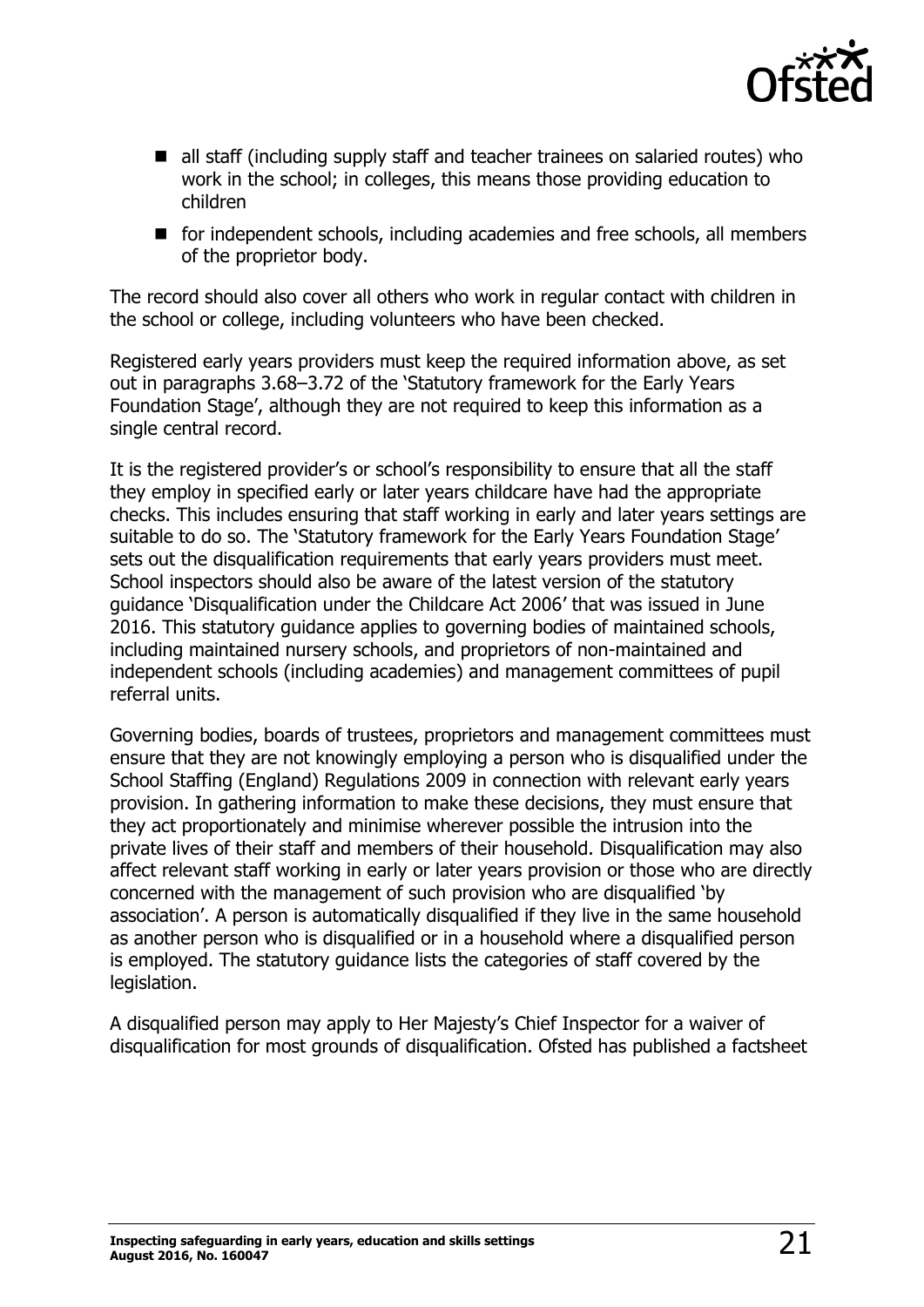- all staff (including supply staff and teacher trainees on salaried routes) who work in the school; in colleges, this means those providing education to children
- for independent schools, including academies and free schools, all members of the proprietor body.

The record should also cover all others who work in regular contact with children in the school or college, including volunteers who have been checked.

Registered early years providers must keep the required information above, as set out in paragraphs 3.68–3.72 of the 'Statutory framework for the Early Years Foundation Stage', although they are not required to keep this information as a single central record.

It is the registered provider's or school's responsibility to ensure that all the staff they employ in specified early or later years childcare have had the appropriate checks. This includes ensuring that staff working in early and later years settings are suitable to do so. The 'Statutory framework for the Early Years Foundation Stage' sets out the disqualification requirements that early years providers must meet. School inspectors should also be aware of the latest version of the statutory guidance 'Disqualification under the Childcare Act 2006' that was issued in June 2016. This statutory guidance applies to governing bodies of maintained schools, including maintained nursery schools, and proprietors of non-maintained and independent schools (including academies) and management committees of pupil referral units.

Governing bodies, boards of trustees, proprietors and management committees must ensure that they are not knowingly employing a person who is disqualified under the School Staffing (England) Regulations 2009 in connection with relevant early years provision. In gathering information to make these decisions, they must ensure that they act proportionately and minimise wherever possible the intrusion into the private lives of their staff and members of their household. Disqualification may also affect relevant staff working in early or later years provision or those who are directly concerned with the management of such provision who are disqualified 'by association'. A person is automatically disqualified if they live in the same household as another person who is disqualified or in a household where a disqualified person is employed. The statutory guidance lists the categories of staff covered by the legislation.

A disqualified person may apply to Her Majesty's Chief Inspector for a waiver of disqualification for most grounds of disqualification. Ofsted has published a factsheet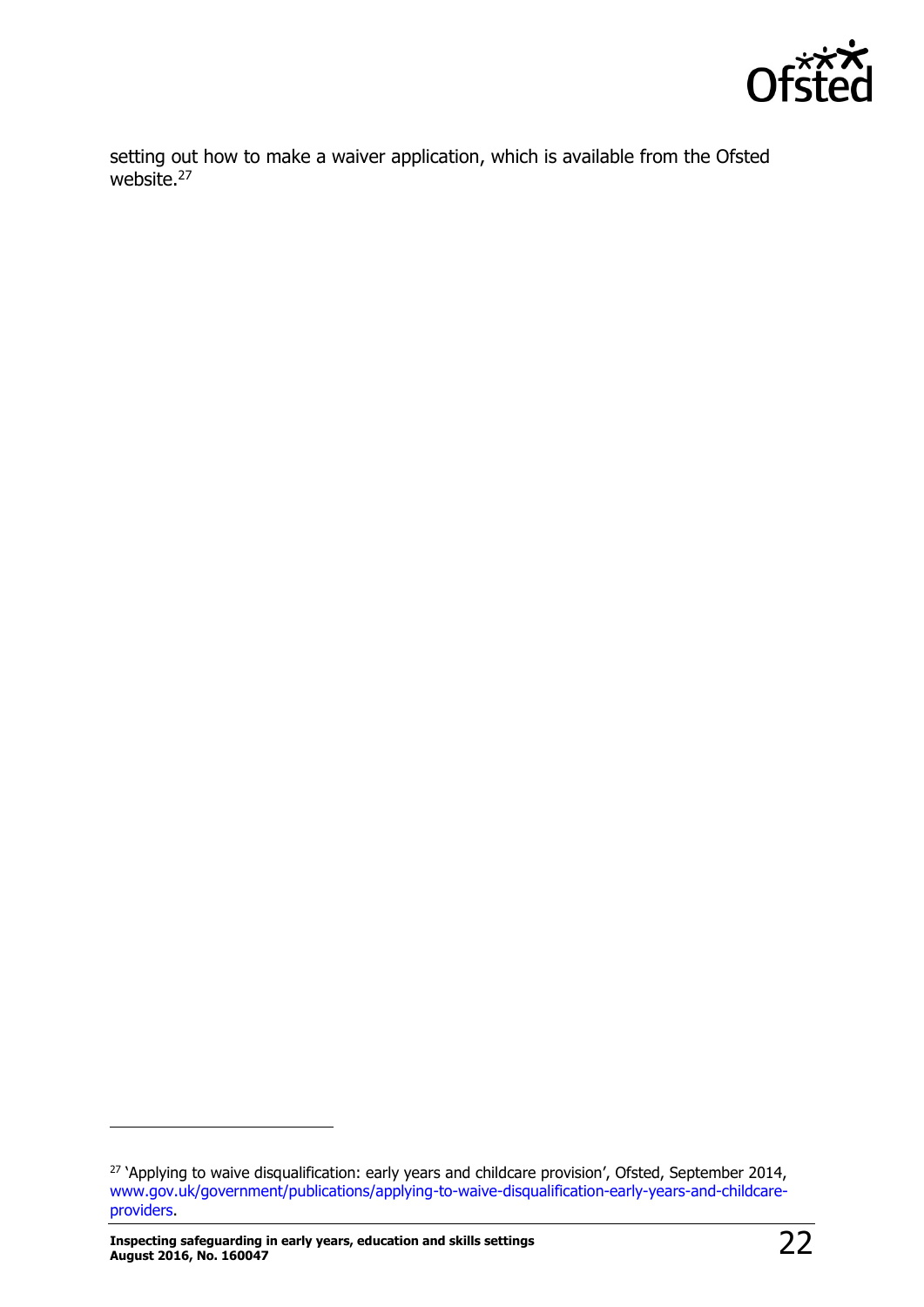setting out how to make a waiver application, which is available from the Ofsted website.[27]

---

[27] 'Applying to waive disqualification: early years and childcare provision', Ofsted, September 2014, www.gov.uk/government/publications/applying-to-waive-disqualification-early-years-and-childcare-providers.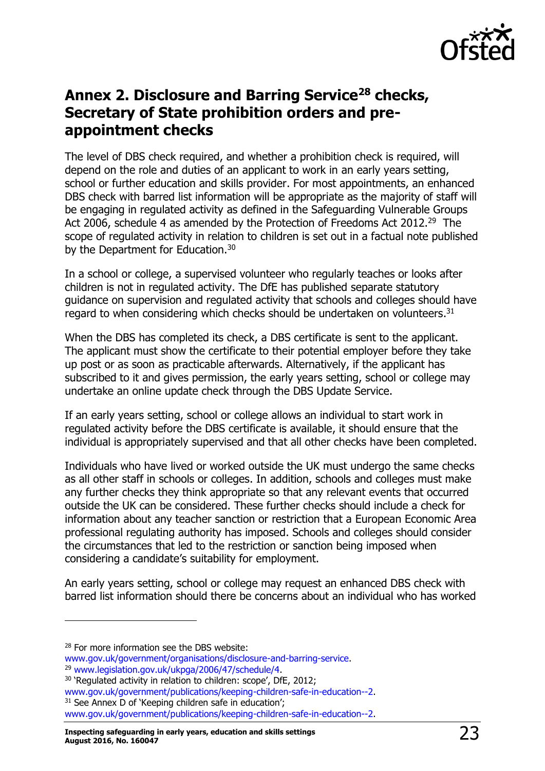## Annex 2. Disclosure and Barring Service[28] checks, Secretary of State prohibition orders and pre-appointment checks

The level of DBS check required, and whether a prohibition check is required, will depend on the role and duties of an applicant to work in an early years setting, school or further education and skills provider. For most appointments, an enhanced DBS check with barred list information will be appropriate as the majority of staff will be engaging in regulated activity as defined in the Safeguarding Vulnerable Groups Act 2006, schedule 4 as amended by the Protection of Freedoms Act 2012.[29] The scope of regulated activity in relation to children is set out in a factual note published by the Department for Education.[30]

In a school or college, a supervised volunteer who regularly teaches or looks after children is not in regulated activity. The DfE has published separate statutory guidance on supervision and regulated activity that schools and colleges should have regard to when considering which checks should be undertaken on volunteers.[31]

When the DBS has completed its check, a DBS certificate is sent to the applicant. The applicant must show the certificate to their potential employer before they take up post or as soon as practicable afterwards. Alternatively, if the applicant has subscribed to it and gives permission, the early years setting, school or college may undertake an online update check through the DBS Update Service.

If an early years setting, school or college allows an individual to start work in regulated activity before the DBS certificate is available, it should ensure that the individual is appropriately supervised and that all other checks have been completed.

Individuals who have lived or worked outside the UK must undergo the same checks as all other staff in schools or colleges. In addition, schools and colleges must make any further checks they think appropriate so that any relevant events that occurred outside the UK can be considered. These further checks should include a check for information about any teacher sanction or restriction that a European Economic Area professional regulating authority has imposed. Schools and colleges should consider the circumstances that led to the restriction or sanction being imposed when considering a candidate's suitability for employment.

An early years setting, school or college may request an enhanced DBS check with barred list information should there be concerns about an individual who has worked

---

[28] For more information see the DBS website: www.gov.uk/government/organisations/disclosure-and-barring-service.

[29] www.legislation.gov.uk/ukpga/2006/47/schedule/4.

[30] 'Regulated activity in relation to children: scope', DfE, 2012; www.gov.uk/government/publications/keeping-children-safe-in-education--2.

[31] See Annex D of 'Keeping children safe in education'; www.gov.uk/government/publications/keeping-children-safe-in-education--2.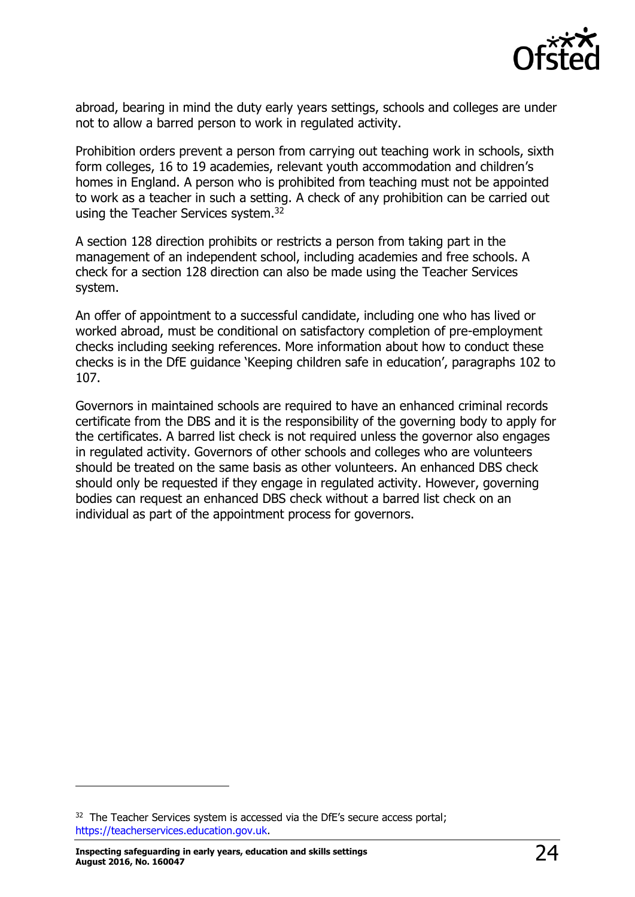abroad, bearing in mind the duty early years settings, schools and colleges are under not to allow a barred person to work in regulated activity.

Prohibition orders prevent a person from carrying out teaching work in schools, sixth form colleges, 16 to 19 academies, relevant youth accommodation and children's homes in England. A person who is prohibited from teaching must not be appointed to work as a teacher in such a setting. A check of any prohibition can be carried out using the Teacher Services system.[32]

A section 128 direction prohibits or restricts a person from taking part in the management of an independent school, including academies and free schools. A check for a section 128 direction can also be made using the Teacher Services system.

An offer of appointment to a successful candidate, including one who has lived or worked abroad, must be conditional on satisfactory completion of pre-employment checks including seeking references. More information about how to conduct these checks is in the DfE guidance 'Keeping children safe in education', paragraphs 102 to 107.

Governors in maintained schools are required to have an enhanced criminal records certificate from the DBS and it is the responsibility of the governing body to apply for the certificates. A barred list check is not required unless the governor also engages in regulated activity. Governors of other schools and colleges who are volunteers should be treated on the same basis as other volunteers. An enhanced DBS check should only be requested if they engage in regulated activity. However, governing bodies can request an enhanced DBS check without a barred list check on an individual as part of the appointment process for governors.

[32] The Teacher Services system is accessed via the DfE's secure access portal; https://teacherservices.education.gov.uk.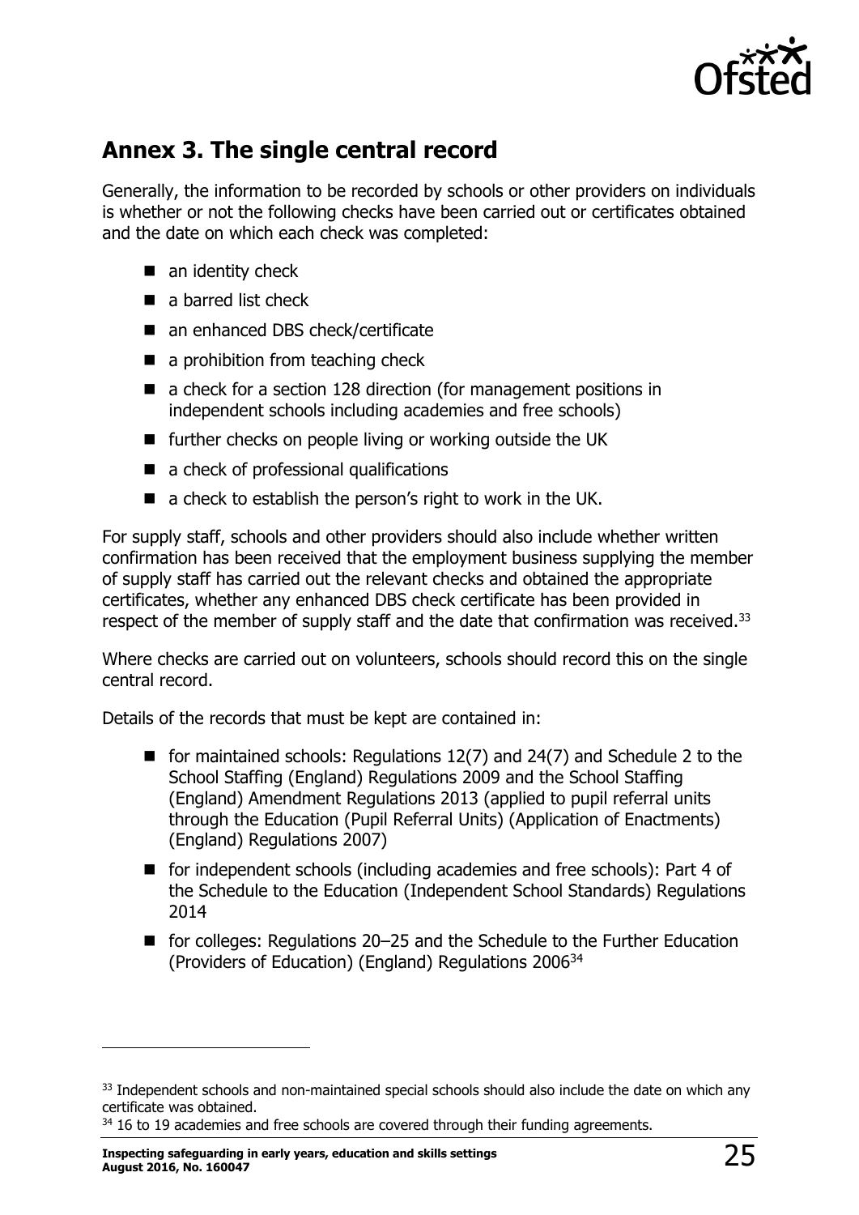## Annex 3. The single central record

Generally, the information to be recorded by schools or other providers on individuals is whether or not the following checks have been carried out or certificates obtained and the date on which each check was completed:

- an identity check
- a barred list check
- an enhanced DBS check/certificate
- a prohibition from teaching check
- a check for a section 128 direction (for management positions in independent schools including academies and free schools)
- further checks on people living or working outside the UK
- a check of professional qualifications
- a check to establish the person's right to work in the UK.

For supply staff, schools and other providers should also include whether written confirmation has been received that the employment business supplying the member of supply staff has carried out the relevant checks and obtained the appropriate certificates, whether any enhanced DBS check certificate has been provided in respect of the member of supply staff and the date that confirmation was received.[33]

Where checks are carried out on volunteers, schools should record this on the single central record.

Details of the records that must be kept are contained in:

- for maintained schools: Regulations 12(7) and 24(7) and Schedule 2 to the School Staffing (England) Regulations 2009 and the School Staffing (England) Amendment Regulations 2013 (applied to pupil referral units through the Education (Pupil Referral Units) (Application of Enactments) (England) Regulations 2007)
- for independent schools (including academies and free schools): Part 4 of the Schedule to the Education (Independent School Standards) Regulations 2014
- for colleges: Regulations 20–25 and the Schedule to the Further Education (Providers of Education) (England) Regulations 2006[34]

---

[33] Independent schools and non-maintained special schools should also include the date on which any certificate was obtained.

[34] 16 to 19 academies and free schools are covered through their funding agreements.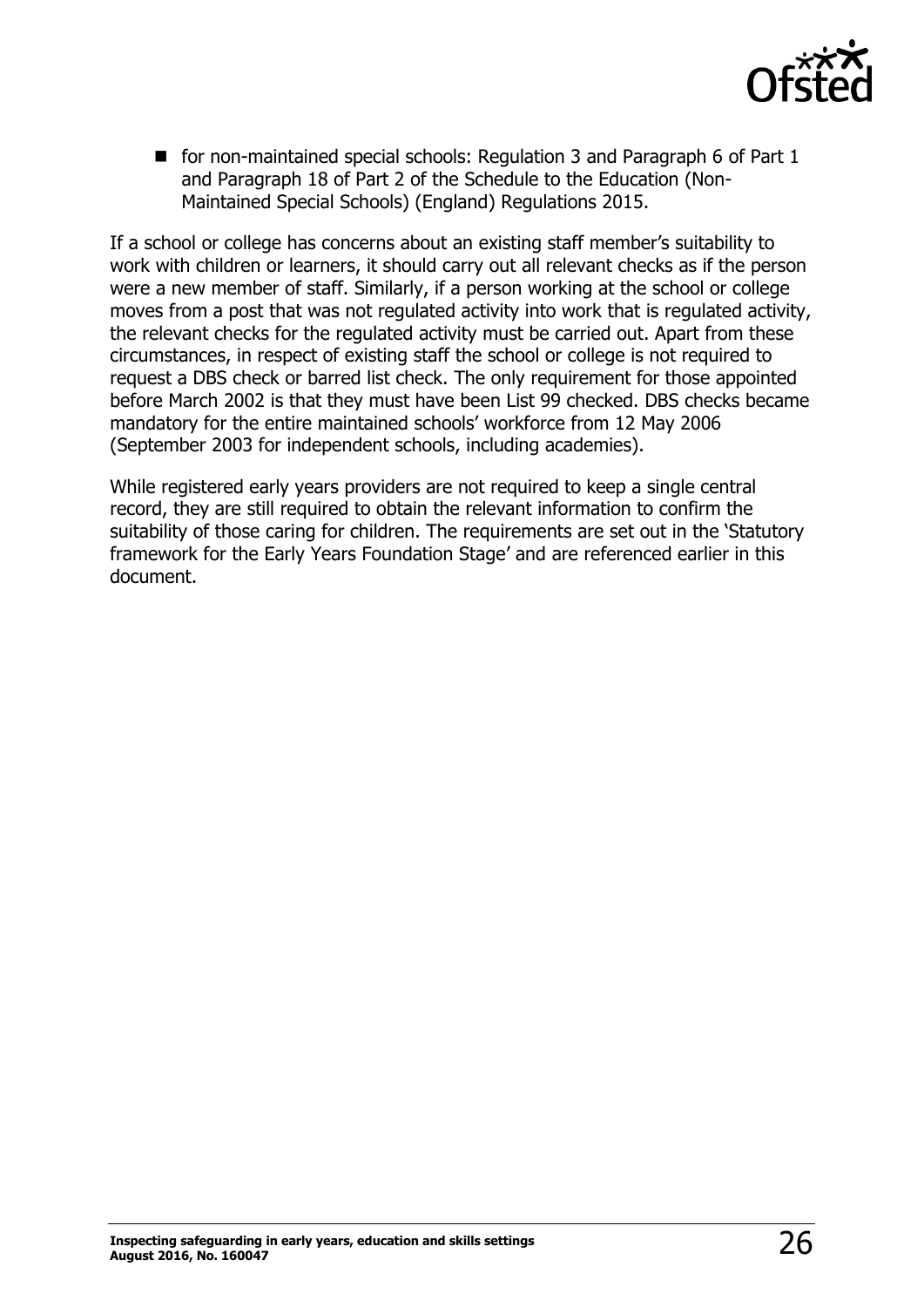- for non-maintained special schools: Regulation 3 and Paragraph 6 of Part 1 and Paragraph 18 of Part 2 of the Schedule to the Education (Non-Maintained Special Schools) (England) Regulations 2015.

If a school or college has concerns about an existing staff member's suitability to work with children or learners, it should carry out all relevant checks as if the person were a new member of staff. Similarly, if a person working at the school or college moves from a post that was not regulated activity into work that is regulated activity, the relevant checks for the regulated activity must be carried out. Apart from these circumstances, in respect of existing staff the school or college is not required to request a DBS check or barred list check. The only requirement for those appointed before March 2002 is that they must have been List 99 checked. DBS checks became mandatory for the entire maintained schools' workforce from 12 May 2006 (September 2003 for independent schools, including academies).

While registered early years providers are not required to keep a single central record, they are still required to obtain the relevant information to confirm the suitability of those caring for children. The requirements are set out in the 'Statutory framework for the Early Years Foundation Stage' and are referenced earlier in this document.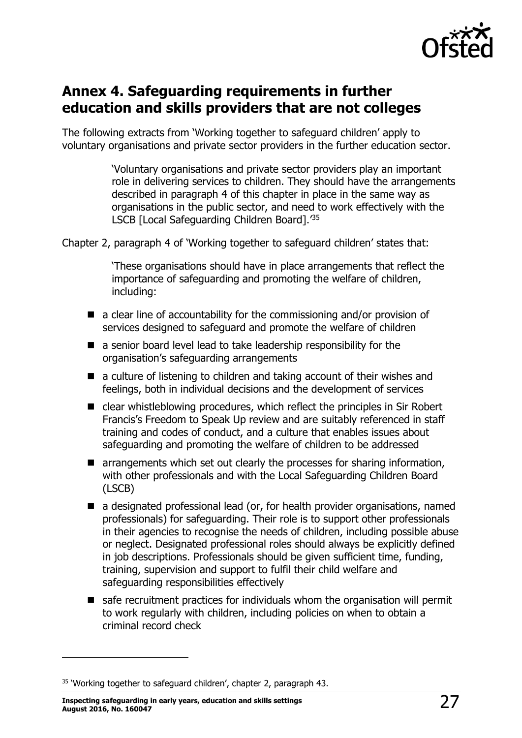## Annex 4. Safeguarding requirements in further education and skills providers that are not colleges

The following extracts from 'Working together to safeguard children' apply to voluntary organisations and private sector providers in the further education sector.

> 'Voluntary organisations and private sector providers play an important role in delivering services to children. They should have the arrangements described in paragraph 4 of this chapter in place in the same way as organisations in the public sector, and need to work effectively with the LSCB [Local Safeguarding Children Board].'[35]

Chapter 2, paragraph 4 of 'Working together to safeguard children' states that:

> 'These organisations should have in place arrangements that reflect the importance of safeguarding and promoting the welfare of children, including:

- a clear line of accountability for the commissioning and/or provision of services designed to safeguard and promote the welfare of children
- a senior board level lead to take leadership responsibility for the organisation's safeguarding arrangements
- a culture of listening to children and taking account of their wishes and feelings, both in individual decisions and the development of services
- clear whistleblowing procedures, which reflect the principles in Sir Robert Francis's Freedom to Speak Up review and are suitably referenced in staff training and codes of conduct, and a culture that enables issues about safeguarding and promoting the welfare of children to be addressed
- arrangements which set out clearly the processes for sharing information, with other professionals and with the Local Safeguarding Children Board (LSCB)
- a designated professional lead (or, for health provider organisations, named professionals) for safeguarding. Their role is to support other professionals in their agencies to recognise the needs of children, including possible abuse or neglect. Designated professional roles should always be explicitly defined in job descriptions. Professionals should be given sufficient time, funding, training, supervision and support to fulfil their child welfare and safeguarding responsibilities effectively
- safe recruitment practices for individuals whom the organisation will permit to work regularly with children, including policies on when to obtain a criminal record check

---

[35] 'Working together to safeguard children', chapter 2, paragraph 43.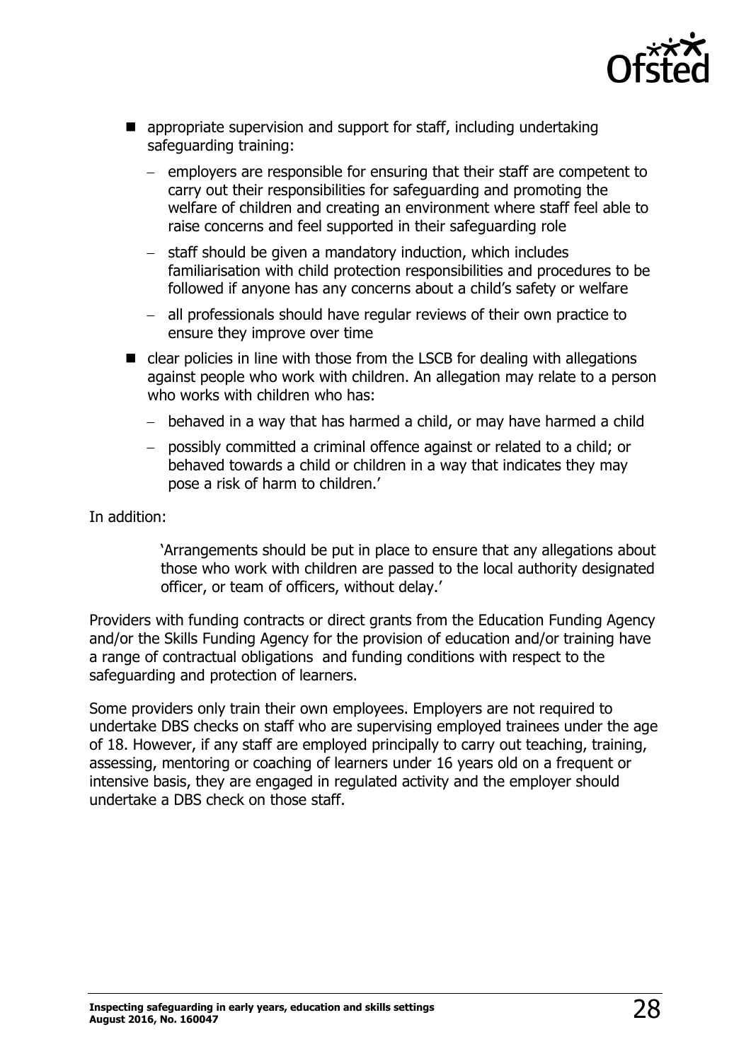- appropriate supervision and support for staff, including undertaking safeguarding training:
  - employers are responsible for ensuring that their staff are competent to carry out their responsibilities for safeguarding and promoting the welfare of children and creating an environment where staff feel able to raise concerns and feel supported in their safeguarding role
  - staff should be given a mandatory induction, which includes familiarisation with child protection responsibilities and procedures to be followed if anyone has any concerns about a child's safety or welfare
  - all professionals should have regular reviews of their own practice to ensure they improve over time
- clear policies in line with those from the LSCB for dealing with allegations against people who work with children. An allegation may relate to a person who works with children who has:
  - behaved in a way that has harmed a child, or may have harmed a child
  - possibly committed a criminal offence against or related to a child; or behaved towards a child or children in a way that indicates they may pose a risk of harm to children.'

In addition:

> 'Arrangements should be put in place to ensure that any allegations about those who work with children are passed to the local authority designated officer, or team of officers, without delay.'

Providers with funding contracts or direct grants from the Education Funding Agency and/or the Skills Funding Agency for the provision of education and/or training have a range of contractual obligations and funding conditions with respect to the safeguarding and protection of learners.

Some providers only train their own employees. Employers are not required to undertake DBS checks on staff who are supervising employed trainees under the age of 18. However, if any staff are employed principally to carry out teaching, training, assessing, mentoring or coaching of learners under 16 years old on a frequent or intensive basis, they are engaged in regulated activity and the employer should undertake a DBS check on those staff.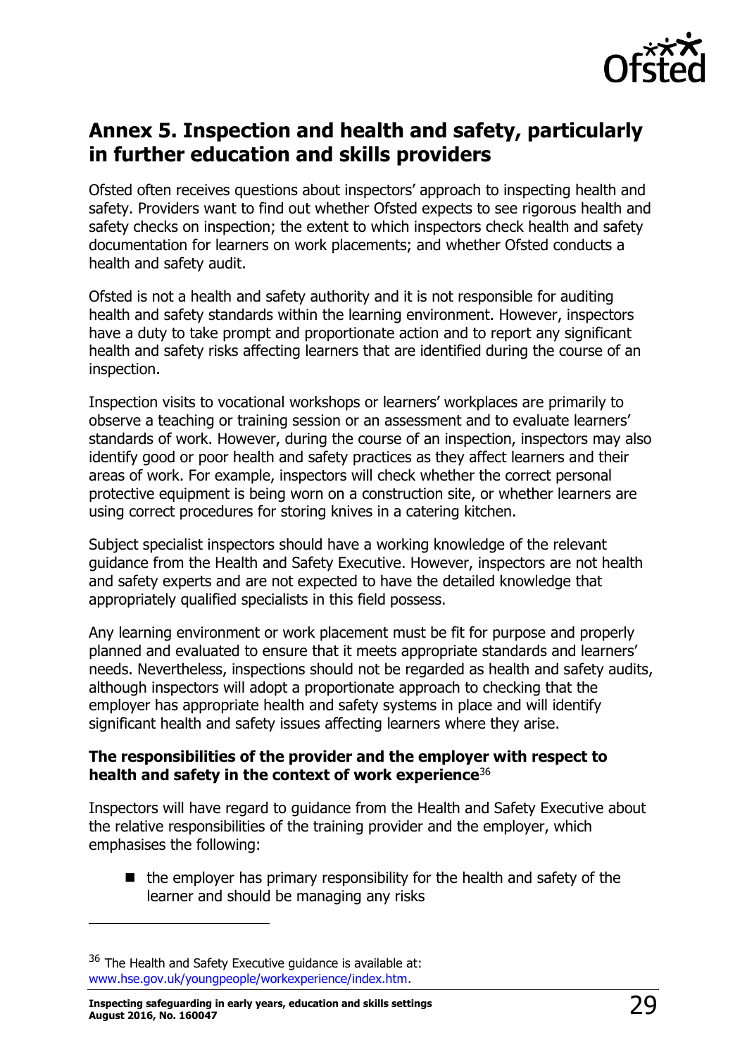## Annex 5. Inspection and health and safety, particularly in further education and skills providers

Ofsted often receives questions about inspectors' approach to inspecting health and safety. Providers want to find out whether Ofsted expects to see rigorous health and safety checks on inspection; the extent to which inspectors check health and safety documentation for learners on work placements; and whether Ofsted conducts a health and safety audit.

Ofsted is not a health and safety authority and it is not responsible for auditing health and safety standards within the learning environment. However, inspectors have a duty to take prompt and proportionate action and to report any significant health and safety risks affecting learners that are identified during the course of an inspection.

Inspection visits to vocational workshops or learners' workplaces are primarily to observe a teaching or training session or an assessment and to evaluate learners' standards of work. However, during the course of an inspection, inspectors may also identify good or poor health and safety practices as they affect learners and their areas of work. For example, inspectors will check whether the correct personal protective equipment is being worn on a construction site, or whether learners are using correct procedures for storing knives in a catering kitchen.

Subject specialist inspectors should have a working knowledge of the relevant guidance from the Health and Safety Executive. However, inspectors are not health and safety experts and are not expected to have the detailed knowledge that appropriately qualified specialists in this field possess.

Any learning environment or work placement must be fit for purpose and properly planned and evaluated to ensure that it meets appropriate standards and learners' needs. Nevertheless, inspections should not be regarded as health and safety audits, although inspectors will adopt a proportionate approach to checking that the employer has appropriate health and safety systems in place and will identify significant health and safety issues affecting learners where they arise.

**The responsibilities of the provider and the employer with respect to health and safety in the context of work experience**[36]

Inspectors will have regard to guidance from the Health and Safety Executive about the relative responsibilities of the training provider and the employer, which emphasises the following:

- the employer has primary responsibility for the health and safety of the learner and should be managing any risks

[36] The Health and Safety Executive guidance is available at: www.hse.gov.uk/youngpeople/workexperience/index.htm.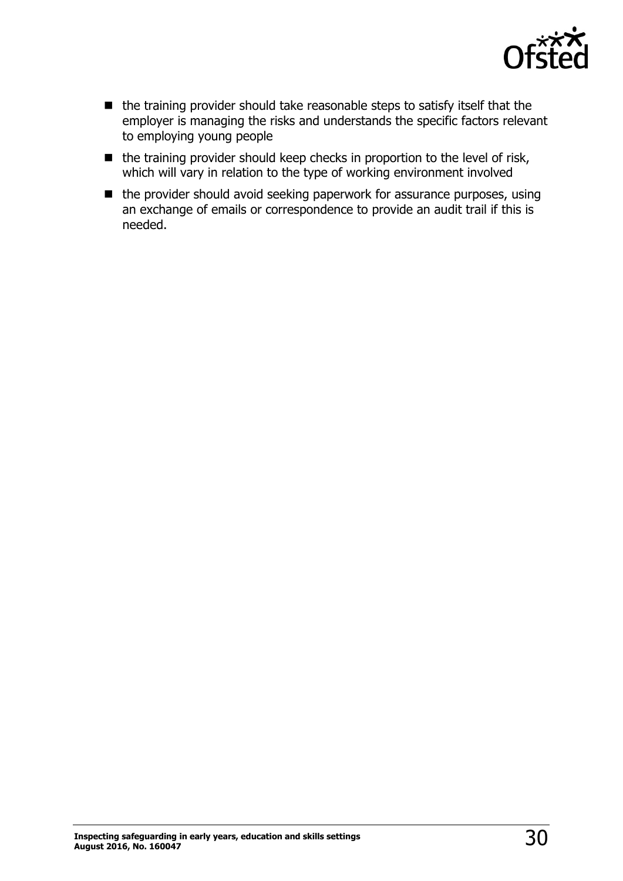- the training provider should take reasonable steps to satisfy itself that the employer is managing the risks and understands the specific factors relevant to employing young people
- the training provider should keep checks in proportion to the level of risk, which will vary in relation to the type of working environment involved
- the provider should avoid seeking paperwork for assurance purposes, using an exchange of emails or correspondence to provide an audit trail if this is needed.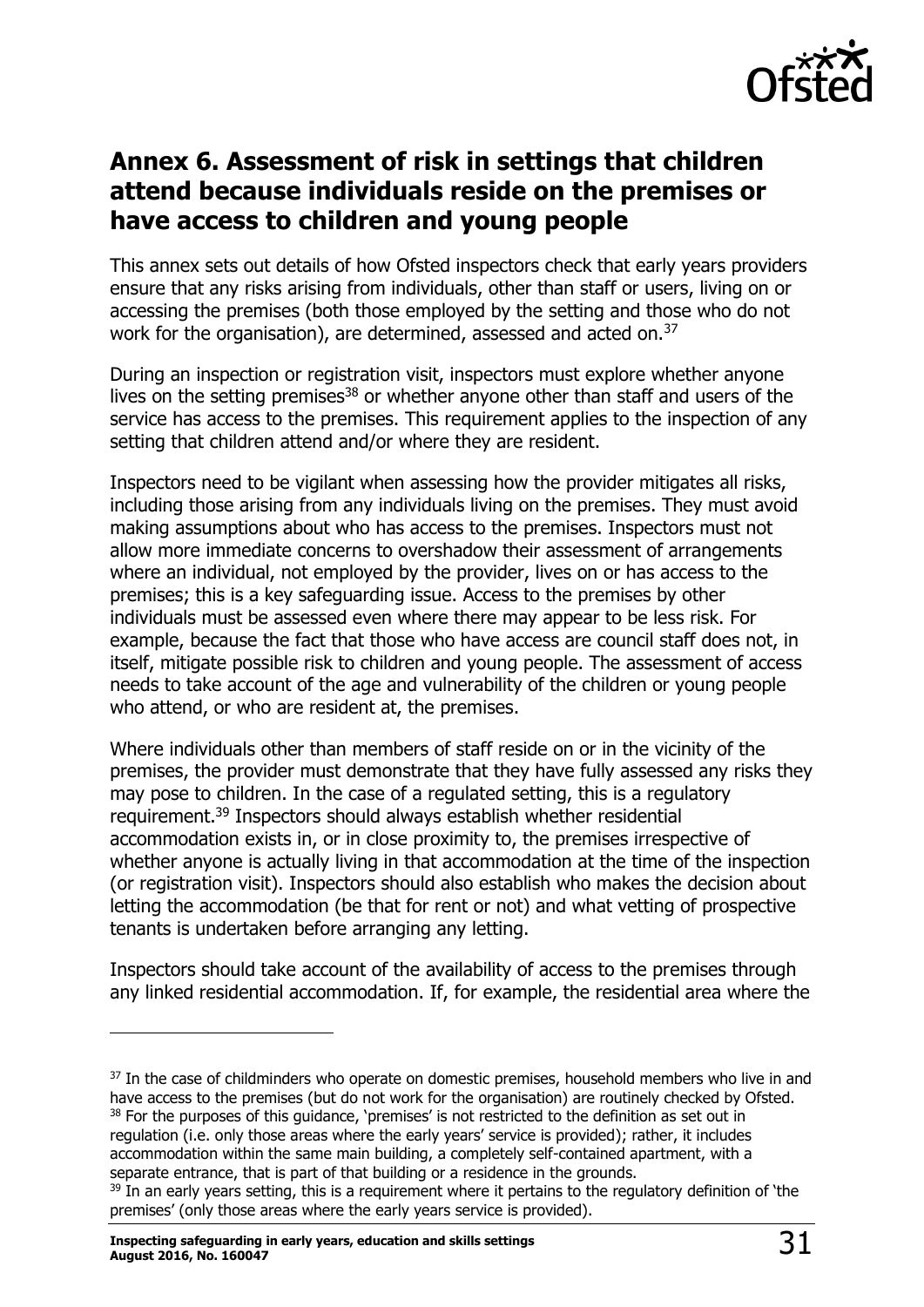## Annex 6. Assessment of risk in settings that children attend because individuals reside on the premises or have access to children and young people

This annex sets out details of how Ofsted inspectors check that early years providers ensure that any risks arising from individuals, other than staff or users, living on or accessing the premises (both those employed by the setting and those who do not work for the organisation), are determined, assessed and acted on.[37]

During an inspection or registration visit, inspectors must explore whether anyone lives on the setting premises[38] or whether anyone other than staff and users of the service has access to the premises. This requirement applies to the inspection of any setting that children attend and/or where they are resident.

Inspectors need to be vigilant when assessing how the provider mitigates all risks, including those arising from any individuals living on the premises. They must avoid making assumptions about who has access to the premises. Inspectors must not allow more immediate concerns to overshadow their assessment of arrangements where an individual, not employed by the provider, lives on or has access to the premises; this is a key safeguarding issue. Access to the premises by other individuals must be assessed even where there may appear to be less risk. For example, because the fact that those who have access are council staff does not, in itself, mitigate possible risk to children and young people. The assessment of access needs to take account of the age and vulnerability of the children or young people who attend, or who are resident at, the premises.

Where individuals other than members of staff reside on or in the vicinity of the premises, the provider must demonstrate that they have fully assessed any risks they may pose to children. In the case of a regulated setting, this is a regulatory requirement.[39] Inspectors should always establish whether residential accommodation exists in, or in close proximity to, the premises irrespective of whether anyone is actually living in that accommodation at the time of the inspection (or registration visit). Inspectors should also establish who makes the decision about letting the accommodation (be that for rent or not) and what vetting of prospective tenants is undertaken before arranging any letting.

Inspectors should take account of the availability of access to the premises through any linked residential accommodation. If, for example, the residential area where the

[37] In the case of childminders who operate on domestic premises, household members who live in and have access to the premises (but do not work for the organisation) are routinely checked by Ofsted.

[38] For the purposes of this guidance, 'premises' is not restricted to the definition as set out in regulation (i.e. only those areas where the early years' service is provided); rather, it includes accommodation within the same main building, a completely self-contained apartment, with a separate entrance, that is part of that building or a residence in the grounds.

[39] In an early years setting, this is a requirement where it pertains to the regulatory definition of 'the premises' (only those areas where the early years service is provided).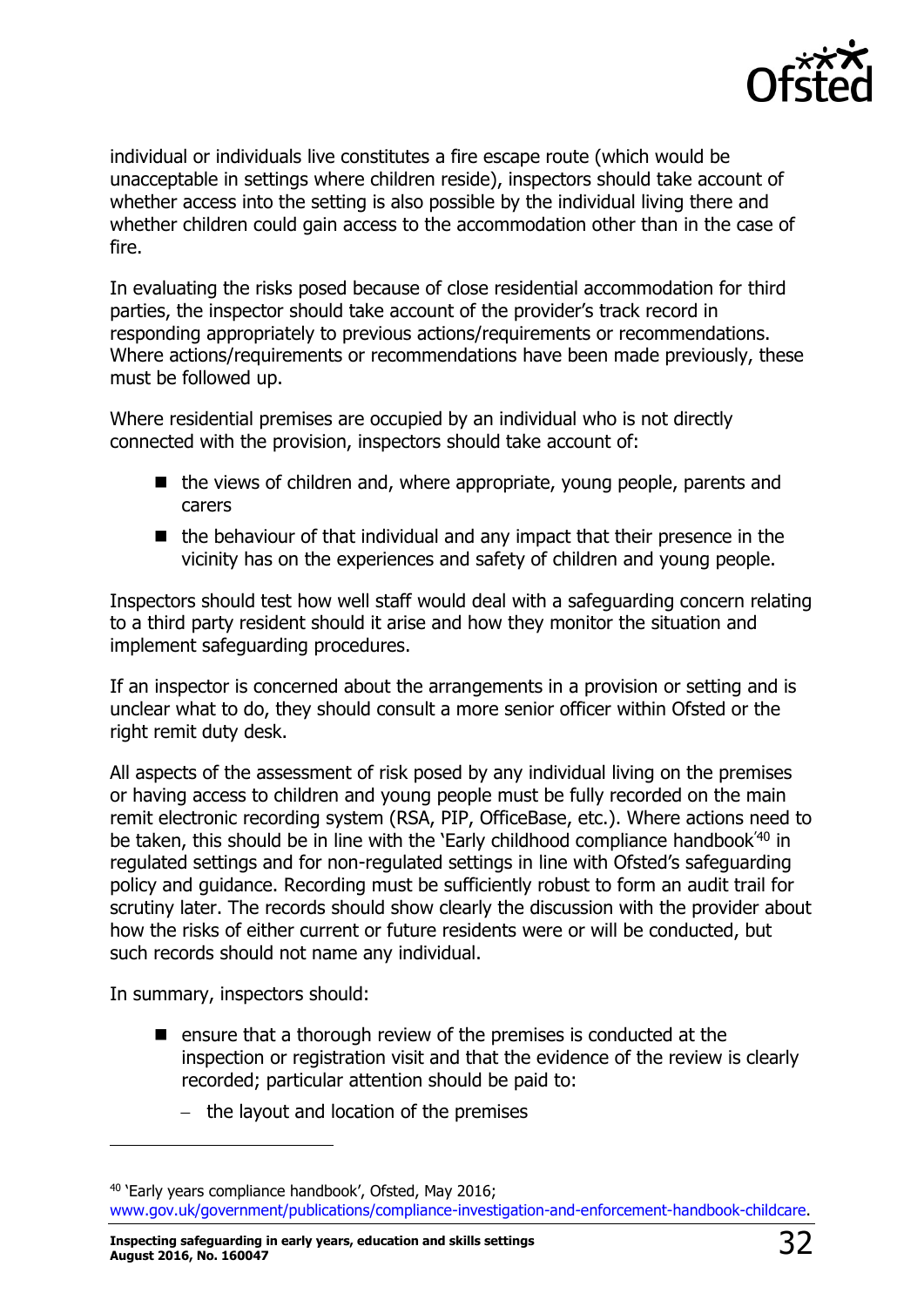individual or individuals live constitutes a fire escape route (which would be unacceptable in settings where children reside), inspectors should take account of whether access into the setting is also possible by the individual living there and whether children could gain access to the accommodation other than in the case of fire.

In evaluating the risks posed because of close residential accommodation for third parties, the inspector should take account of the provider's track record in responding appropriately to previous actions/requirements or recommendations. Where actions/requirements or recommendations have been made previously, these must be followed up.

Where residential premises are occupied by an individual who is not directly connected with the provision, inspectors should take account of:

- the views of children and, where appropriate, young people, parents and carers
- the behaviour of that individual and any impact that their presence in the vicinity has on the experiences and safety of children and young people.

Inspectors should test how well staff would deal with a safeguarding concern relating to a third party resident should it arise and how they monitor the situation and implement safeguarding procedures.

If an inspector is concerned about the arrangements in a provision or setting and is unclear what to do, they should consult a more senior officer within Ofsted or the right remit duty desk.

All aspects of the assessment of risk posed by any individual living on the premises or having access to children and young people must be fully recorded on the main remit electronic recording system (RSA, PIP, OfficeBase, etc.). Where actions need to be taken, this should be in line with the 'Early childhood compliance handbook'[40] in regulated settings and for non-regulated settings in line with Ofsted's safeguarding policy and guidance. Recording must be sufficiently robust to form an audit trail for scrutiny later. The records should show clearly the discussion with the provider about how the risks of either current or future residents were or will be conducted, but such records should not name any individual.

In summary, inspectors should:

- ensure that a thorough review of the premises is conducted at the inspection or registration visit and that the evidence of the review is clearly recorded; particular attention should be paid to:
  - the layout and location of the premises

[40] 'Early years compliance handbook', Ofsted, May 2016; www.gov.uk/government/publications/compliance-investigation-and-enforcement-handbook-childcare.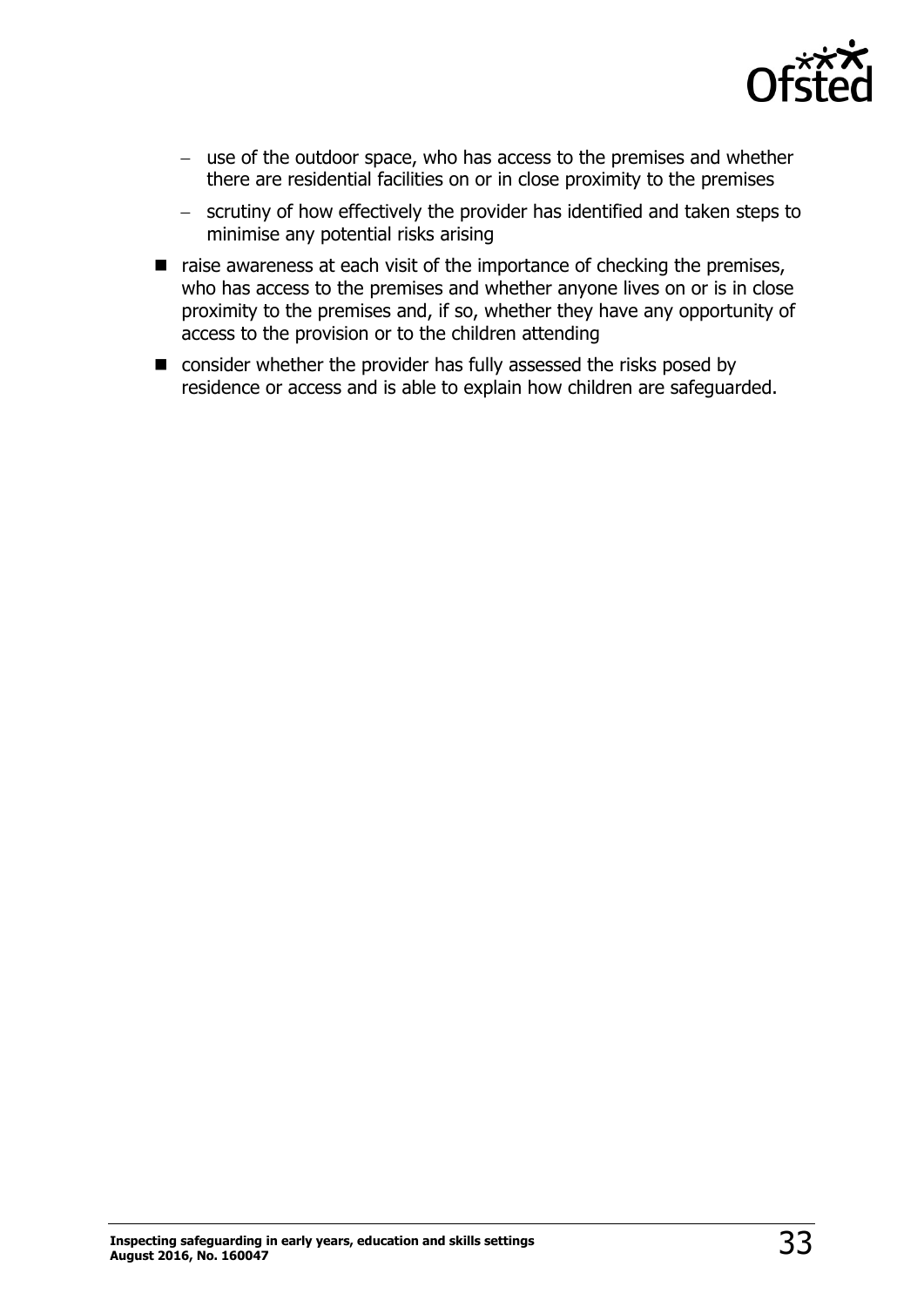- use of the outdoor space, who has access to the premises and whether there are residential facilities on or in close proximity to the premises
  - scrutiny of how effectively the provider has identified and taken steps to minimise any potential risks arising
- raise awareness at each visit of the importance of checking the premises, who has access to the premises and whether anyone lives on or is in close proximity to the premises and, if so, whether they have any opportunity of access to the provision or to the children attending
- consider whether the provider has fully assessed the risks posed by residence or access and is able to explain how children are safeguarded.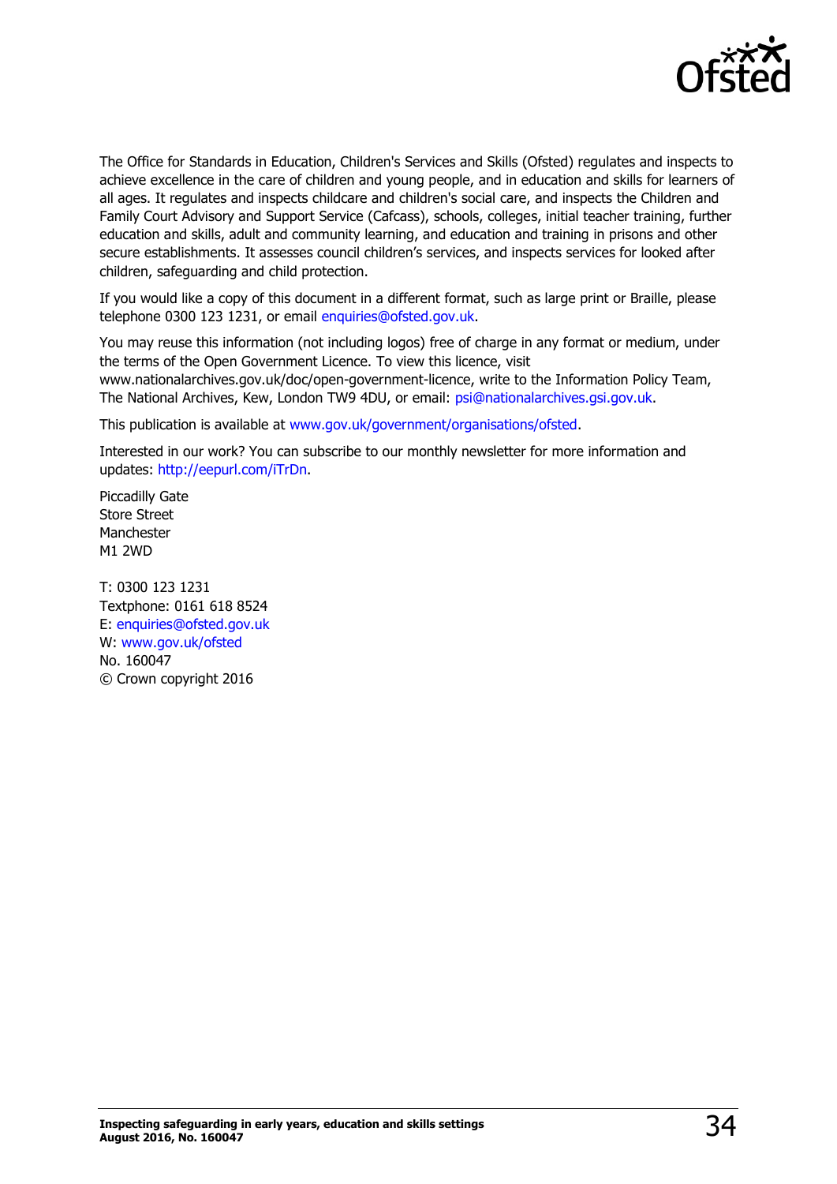The Office for Standards in Education, Children's Services and Skills (Ofsted) regulates and inspects to achieve excellence in the care of children and young people, and in education and skills for learners of all ages. It regulates and inspects childcare and children's social care, and inspects the Children and Family Court Advisory and Support Service (Cafcass), schools, colleges, initial teacher training, further education and skills, adult and community learning, and education and training in prisons and other secure establishments. It assesses council children's services, and inspects services for looked after children, safeguarding and child protection.

If you would like a copy of this document in a different format, such as large print or Braille, please telephone 0300 123 1231, or email enquiries@ofsted.gov.uk.

You may reuse this information (not including logos) free of charge in any format or medium, under the terms of the Open Government Licence. To view this licence, visit www.nationalarchives.gov.uk/doc/open-government-licence, write to the Information Policy Team, The National Archives, Kew, London TW9 4DU, or email: psi@nationalarchives.gsi.gov.uk.

This publication is available at www.gov.uk/government/organisations/ofsted.

Interested in our work? You can subscribe to our monthly newsletter for more information and updates: http://eepurl.com/iTrDn.

Piccadilly Gate
Store Street
Manchester
M1 2WD

T: 0300 123 1231
Textphone: 0161 618 8524
E: enquiries@ofsted.gov.uk
W: www.gov.uk/ofsted
No. 160047
© Crown copyright 2016